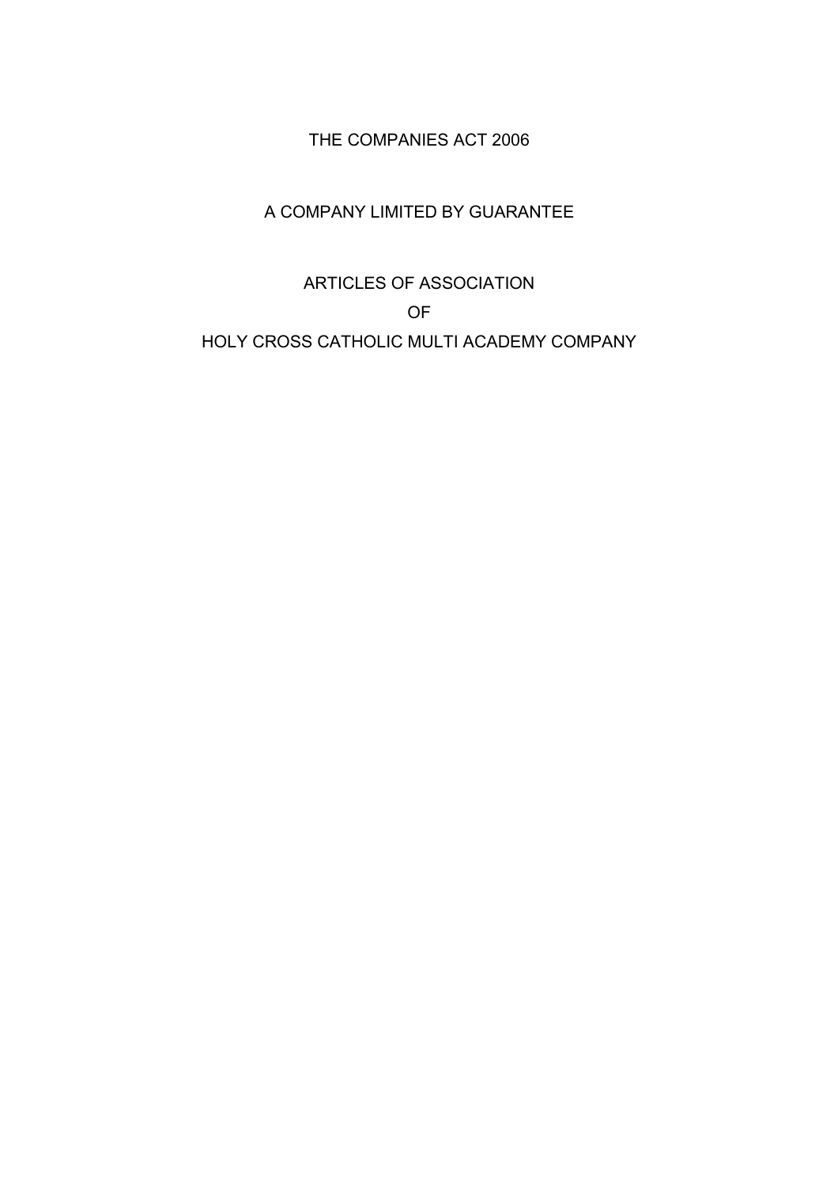THE COMPANIES ACT 2006

A COMPANY LIMITED BY GUARANTEE

# ARTICLES OF ASSOCIATION

OF

HOLY CROSS CATHOLIC MULTI ACADEMY COMPANY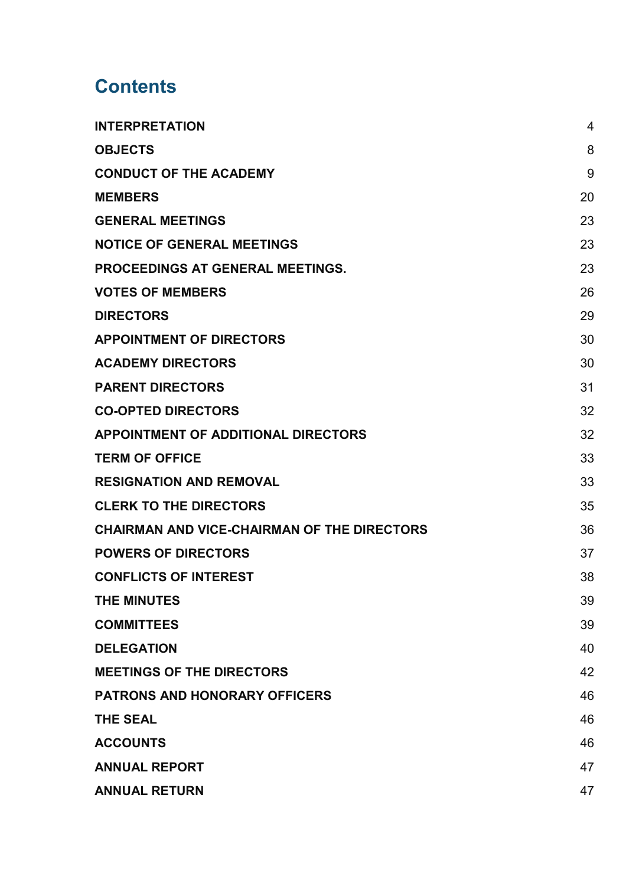# Contents

| | |
|---|---|
| **INTERPRETATION** | 4 |
| **OBJECTS** | 8 |
| **CONDUCT OF THE ACADEMY** | 9 |
| **MEMBERS** | 20 |
| **GENERAL MEETINGS** | 23 |
| **NOTICE OF GENERAL MEETINGS** | 23 |
| **PROCEEDINGS AT GENERAL MEETINGS.** | 23 |
| **VOTES OF MEMBERS** | 26 |
| **DIRECTORS** | 29 |
| **APPOINTMENT OF DIRECTORS** | 30 |
| **ACADEMY DIRECTORS** | 30 |
| **PARENT DIRECTORS** | 31 |
| **CO-OPTED DIRECTORS** | 32 |
| **APPOINTMENT OF ADDITIONAL DIRECTORS** | 32 |
| **TERM OF OFFICE** | 33 |
| **RESIGNATION AND REMOVAL** | 33 |
| **CLERK TO THE DIRECTORS** | 35 |
| **CHAIRMAN AND VICE-CHAIRMAN OF THE DIRECTORS** | 36 |
| **POWERS OF DIRECTORS** | 37 |
| **CONFLICTS OF INTEREST** | 38 |
| **THE MINUTES** | 39 |
| **COMMITTEES** | 39 |
| **DELEGATION** | 40 |
| **MEETINGS OF THE DIRECTORS** | 42 |
| **PATRONS AND HONORARY OFFICERS** | 46 |
| **THE SEAL** | 46 |
| **ACCOUNTS** | 46 |
| **ANNUAL REPORT** | 47 |
| **ANNUAL RETURN** | 47 |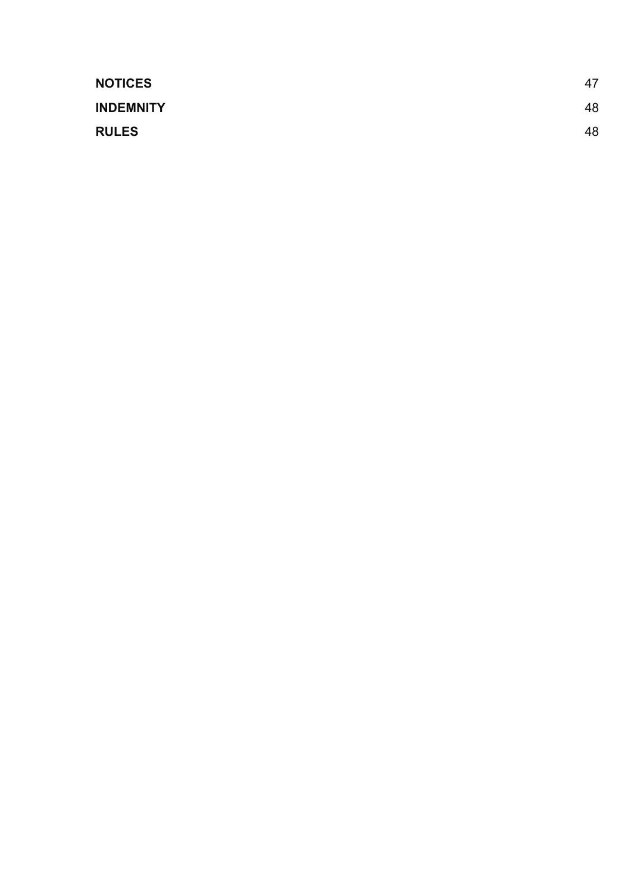| | |
|---|---|
| **NOTICES** | 47 |
| **INDEMNITY** | 48 |
| **RULES** | 48 |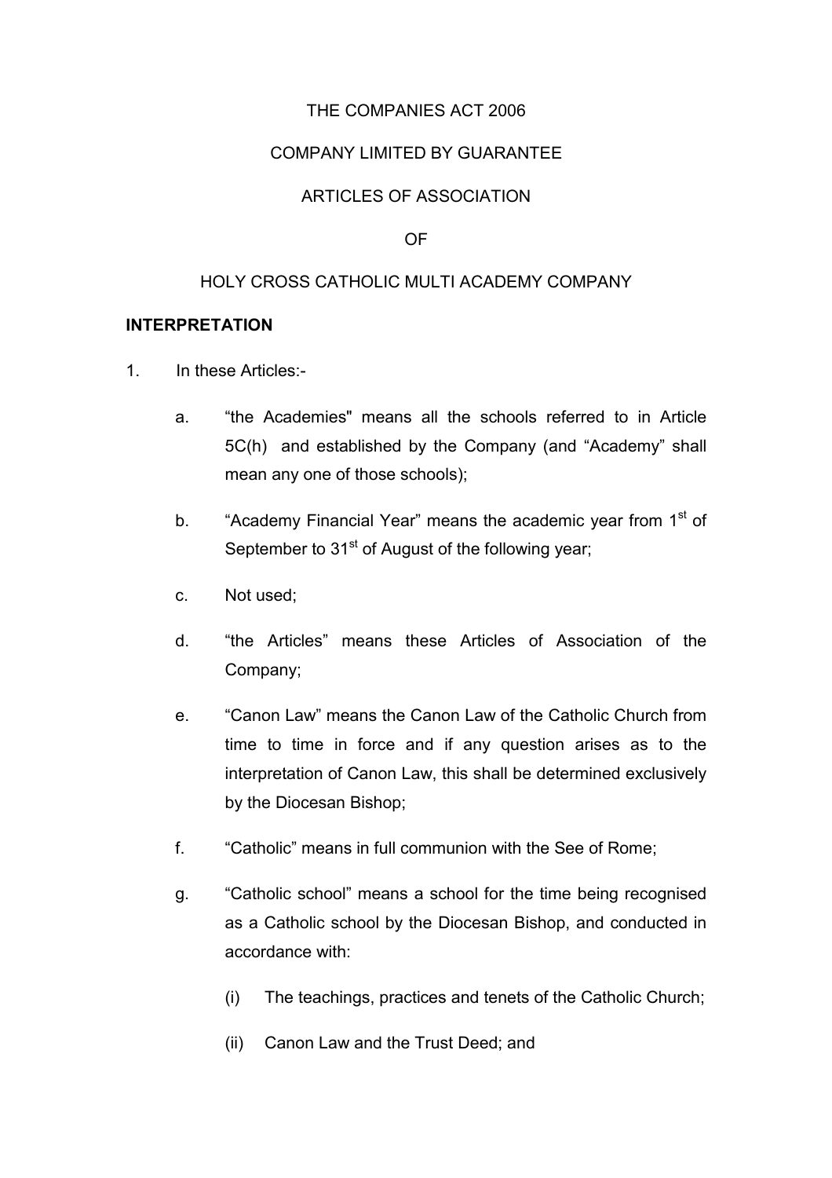THE COMPANIES ACT 2006

COMPANY LIMITED BY GUARANTEE

ARTICLES OF ASSOCIATION

OF

HOLY CROSS CATHOLIC MULTI ACADEMY COMPANY

**INTERPRETATION**

1. In these Articles:-

   a. "the Academies" means all the schools referred to in Article 5C(h) and established by the Company (and "Academy" shall mean any one of those schools);

   b. "Academy Financial Year" means the academic year from 1st of September to 31st of August of the following year;

   c. Not used;

   d. "the Articles" means these Articles of Association of the Company;

   e. "Canon Law" means the Canon Law of the Catholic Church from time to time in force and if any question arises as to the interpretation of Canon Law, this shall be determined exclusively by the Diocesan Bishop;

   f. "Catholic" means in full communion with the See of Rome;

   g. "Catholic school" means a school for the time being recognised as a Catholic school by the Diocesan Bishop, and conducted in accordance with:

      (i) The teachings, practices and tenets of the Catholic Church;

      (ii) Canon Law and the Trust Deed; and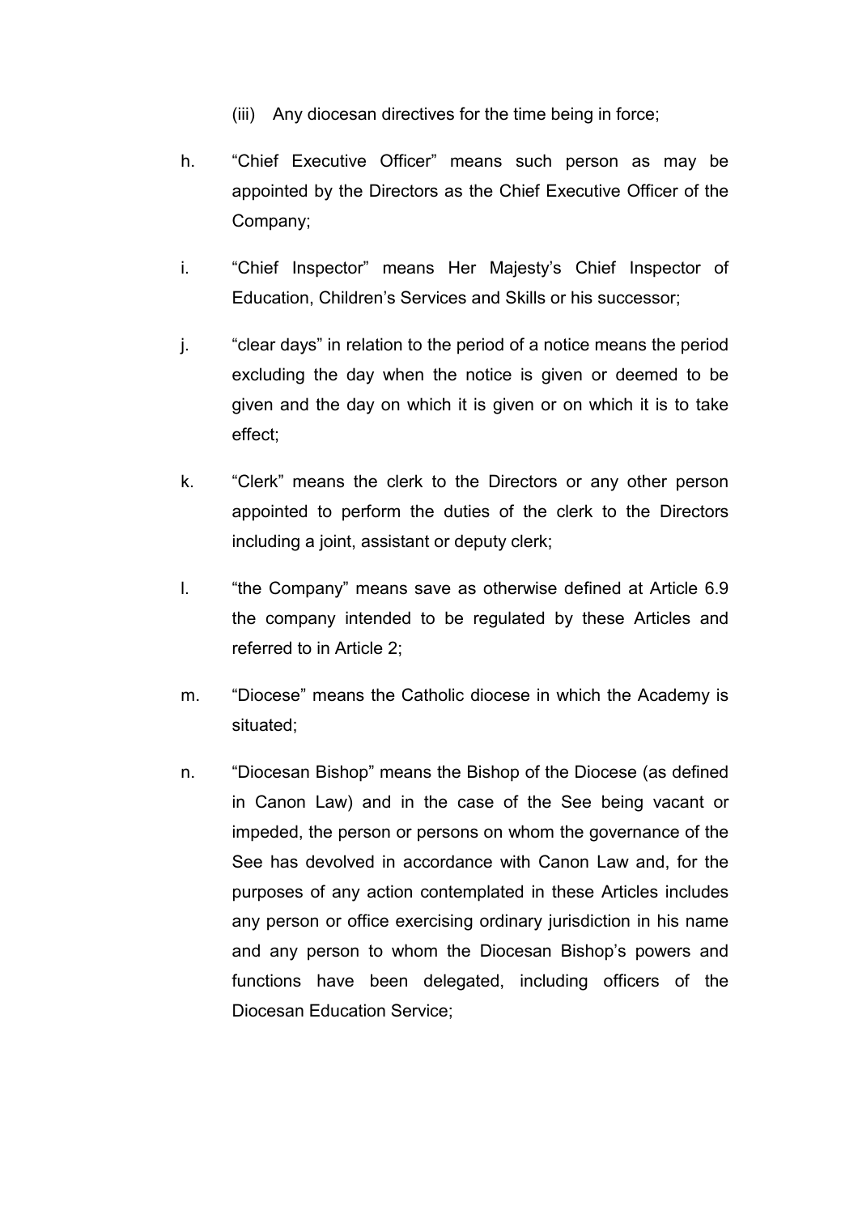(iii) Any diocesan directives for the time being in force;

h. "Chief Executive Officer" means such person as may be appointed by the Directors as the Chief Executive Officer of the Company;

i. "Chief Inspector" means Her Majesty's Chief Inspector of Education, Children's Services and Skills or his successor;

j. "clear days" in relation to the period of a notice means the period excluding the day when the notice is given or deemed to be given and the day on which it is given or on which it is to take effect;

k. "Clerk" means the clerk to the Directors or any other person appointed to perform the duties of the clerk to the Directors including a joint, assistant or deputy clerk;

l. "the Company" means save as otherwise defined at Article 6.9 the company intended to be regulated by these Articles and referred to in Article 2;

m. "Diocese" means the Catholic diocese in which the Academy is situated;

n. "Diocesan Bishop" means the Bishop of the Diocese (as defined in Canon Law) and in the case of the See being vacant or impeded, the person or persons on whom the governance of the See has devolved in accordance with Canon Law and, for the purposes of any action contemplated in these Articles includes any person or office exercising ordinary jurisdiction in his name and any person to whom the Diocesan Bishop's powers and functions have been delegated, including officers of the Diocesan Education Service;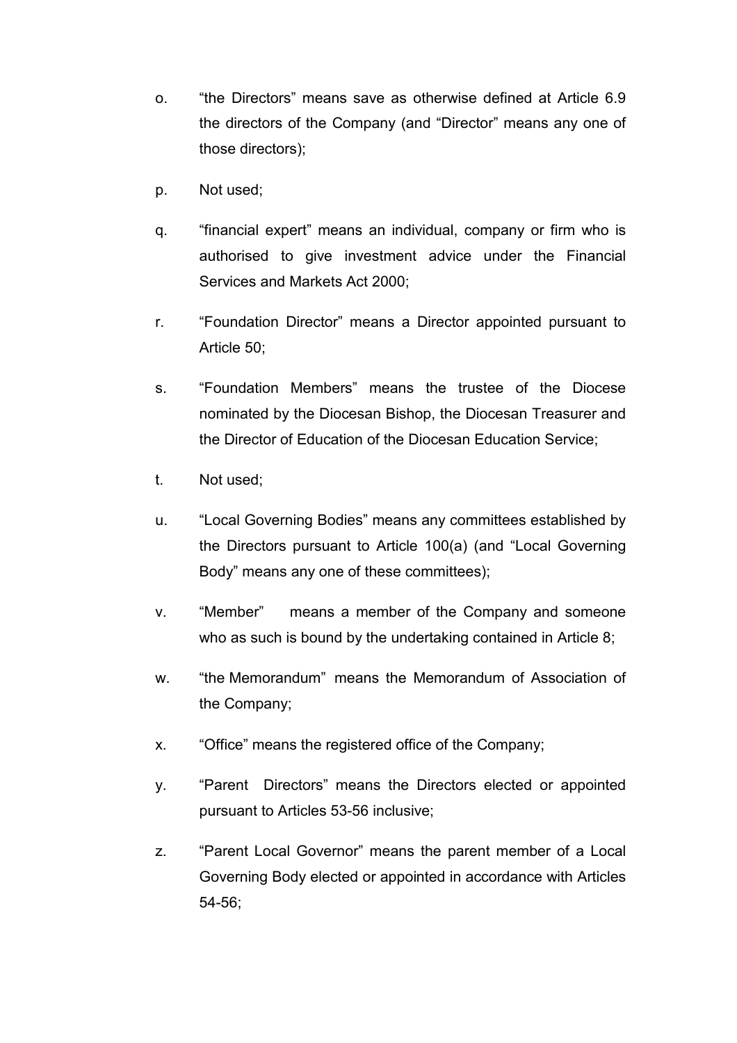o. “the Directors” means save as otherwise defined at Article 6.9 the directors of the Company (and “Director” means any one of those directors);

p. Not used;

q. “financial expert” means an individual, company or firm who is authorised to give investment advice under the Financial Services and Markets Act 2000;

r. “Foundation Director” means a Director appointed pursuant to Article 50;

s. “Foundation Members” means the trustee of the Diocese nominated by the Diocesan Bishop, the Diocesan Treasurer and the Director of Education of the Diocesan Education Service;

t. Not used;

u. “Local Governing Bodies” means any committees established by the Directors pursuant to Article 100(a) (and “Local Governing Body” means any one of these committees);

v. “Member” means a member of the Company and someone who as such is bound by the undertaking contained in Article 8;

w. “the Memorandum” means the Memorandum of Association of the Company;

x. “Office” means the registered office of the Company;

y. “Parent Directors” means the Directors elected or appointed pursuant to Articles 53-56 inclusive;

z. “Parent Local Governor” means the parent member of a Local Governing Body elected or appointed in accordance with Articles 54-56;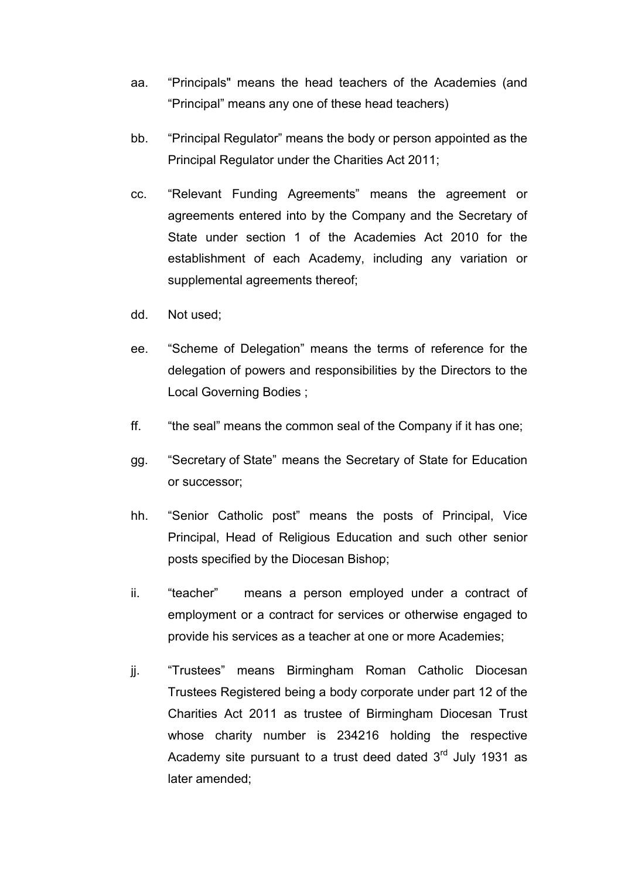aa. “Principals" means the head teachers of the Academies (and “Principal” means any one of these head teachers)

bb. “Principal Regulator” means the body or person appointed as the Principal Regulator under the Charities Act 2011;

cc. “Relevant Funding Agreements” means the agreement or agreements entered into by the Company and the Secretary of State under section 1 of the Academies Act 2010 for the establishment of each Academy, including any variation or supplemental agreements thereof;

dd. Not used;

ee. “Scheme of Delegation” means the terms of reference for the delegation of powers and responsibilities by the Directors to the Local Governing Bodies ;

ff. “the seal” means the common seal of the Company if it has one;

gg. “Secretary of State” means the Secretary of State for Education or successor;

hh. “Senior Catholic post” means the posts of Principal, Vice Principal, Head of Religious Education and such other senior posts specified by the Diocesan Bishop;

ii. “teacher” means a person employed under a contract of employment or a contract for services or otherwise engaged to provide his services as a teacher at one or more Academies;

jj. “Trustees” means Birmingham Roman Catholic Diocesan Trustees Registered being a body corporate under part 12 of the Charities Act 2011 as trustee of Birmingham Diocesan Trust whose charity number is 234216 holding the respective Academy site pursuant to a trust deed dated 3rd July 1931 as later amended;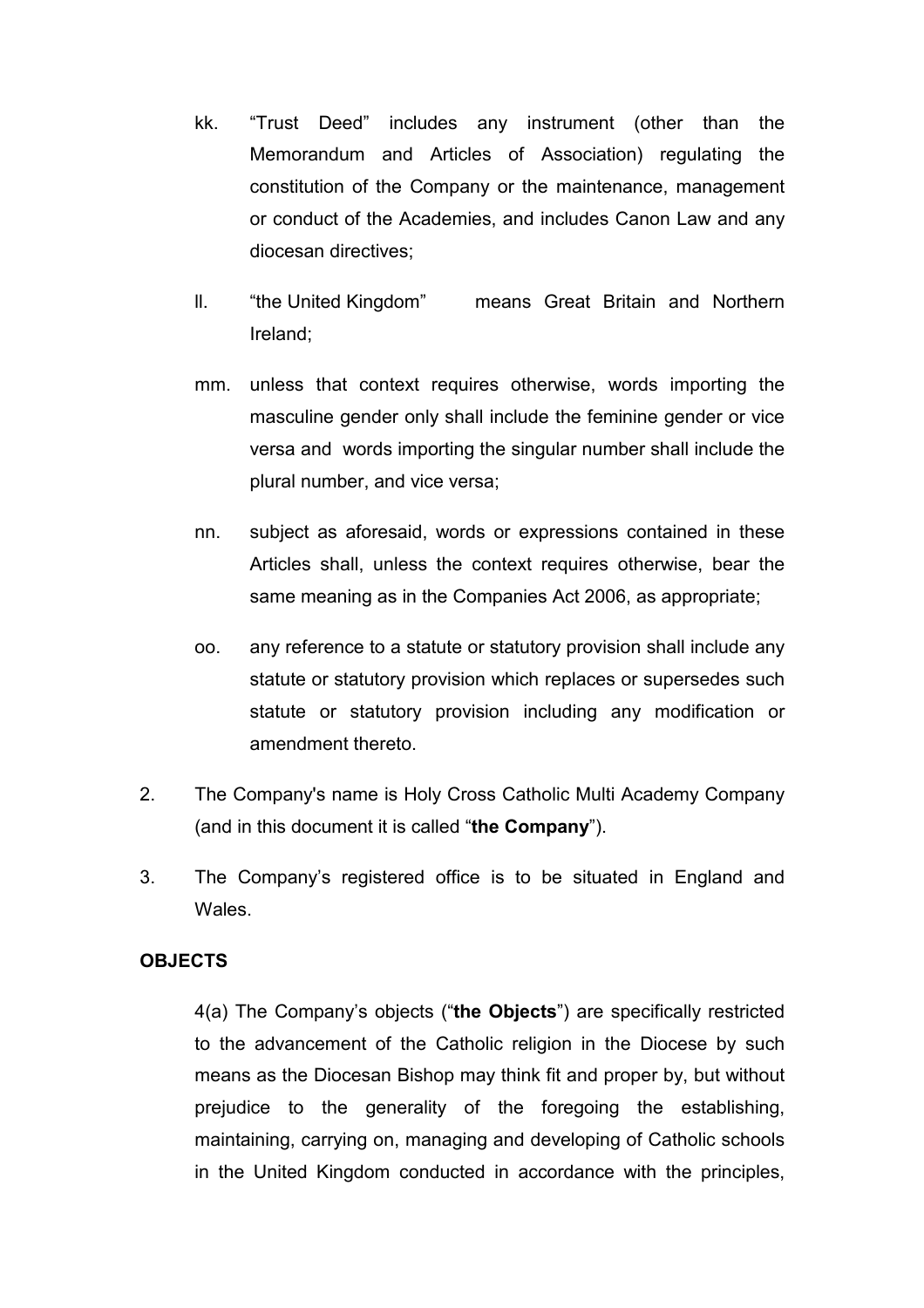kk. "Trust Deed" includes any instrument (other than the Memorandum and Articles of Association) regulating the constitution of the Company or the maintenance, management or conduct of the Academies, and includes Canon Law and any diocesan directives;

ll. "the United Kingdom" means Great Britain and Northern Ireland;

mm. unless that context requires otherwise, words importing the masculine gender only shall include the feminine gender or vice versa and words importing the singular number shall include the plural number, and vice versa;

nn. subject as aforesaid, words or expressions contained in these Articles shall, unless the context requires otherwise, bear the same meaning as in the Companies Act 2006, as appropriate;

oo. any reference to a statute or statutory provision shall include any statute or statutory provision which replaces or supersedes such statute or statutory provision including any modification or amendment thereto.

2. The Company's name is Holy Cross Catholic Multi Academy Company (and in this document it is called "**the Company**").

3. The Company's registered office is to be situated in England and Wales.

**OBJECTS**

4(a) The Company's objects ("**the Objects**") are specifically restricted to the advancement of the Catholic religion in the Diocese by such means as the Diocesan Bishop may think fit and proper by, but without prejudice to the generality of the foregoing the establishing, maintaining, carrying on, managing and developing of Catholic schools in the United Kingdom conducted in accordance with the principles,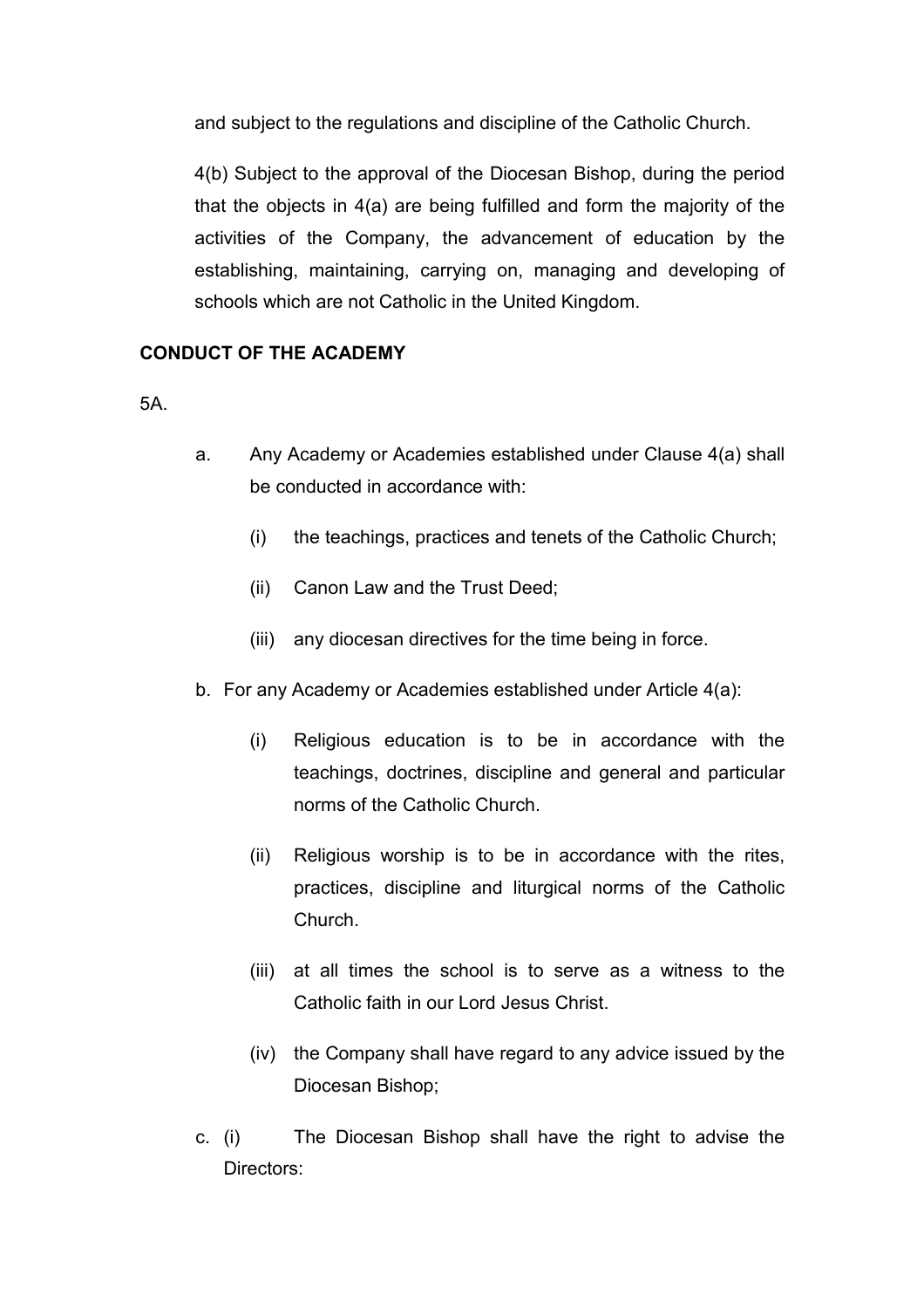and subject to the regulations and discipline of the Catholic Church.

4(b) Subject to the approval of the Diocesan Bishop, during the period that the objects in 4(a) are being fulfilled and form the majority of the activities of the Company, the advancement of education by the establishing, maintaining, carrying on, managing and developing of schools which are not Catholic in the United Kingdom.

**CONDUCT OF THE ACADEMY**

5A.

a. Any Academy or Academies established under Clause 4(a) shall be conducted in accordance with:

   (i) the teachings, practices and tenets of the Catholic Church;

   (ii) Canon Law and the Trust Deed;

   (iii) any diocesan directives for the time being in force.

b. For any Academy or Academies established under Article 4(a):

   (i) Religious education is to be in accordance with the teachings, doctrines, discipline and general and particular norms of the Catholic Church.

   (ii) Religious worship is to be in accordance with the rites, practices, discipline and liturgical norms of the Catholic Church.

   (iii) at all times the school is to serve as a witness to the Catholic faith in our Lord Jesus Christ.

   (iv) the Company shall have regard to any advice issued by the Diocesan Bishop;

c. (i) The Diocesan Bishop shall have the right to advise the Directors: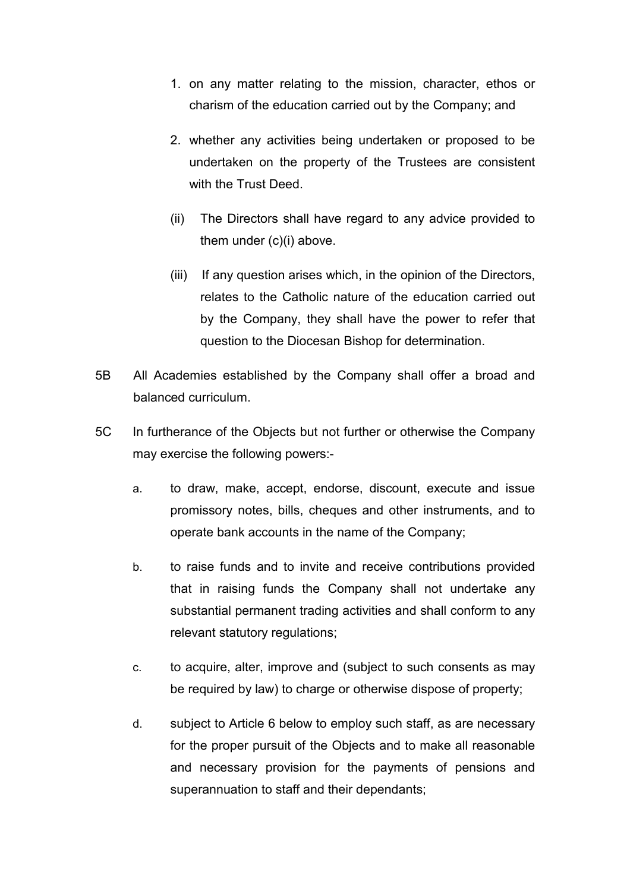1. on any matter relating to the mission, character, ethos or charism of the education carried out by the Company; and

2. whether any activities being undertaken or proposed to be undertaken on the property of the Trustees are consistent with the Trust Deed.

(ii) The Directors shall have regard to any advice provided to them under (c)(i) above.

(iii) If any question arises which, in the opinion of the Directors, relates to the Catholic nature of the education carried out by the Company, they shall have the power to refer that question to the Diocesan Bishop for determination.

5B All Academies established by the Company shall offer a broad and balanced curriculum.

5C In furtherance of the Objects but not further or otherwise the Company may exercise the following powers:-

a. to draw, make, accept, endorse, discount, execute and issue promissory notes, bills, cheques and other instruments, and to operate bank accounts in the name of the Company;

b. to raise funds and to invite and receive contributions provided that in raising funds the Company shall not undertake any substantial permanent trading activities and shall conform to any relevant statutory regulations;

c. to acquire, alter, improve and (subject to such consents as may be required by law) to charge or otherwise dispose of property;

d. subject to Article 6 below to employ such staff, as are necessary for the proper pursuit of the Objects and to make all reasonable and necessary provision for the payments of pensions and superannuation to staff and their dependants;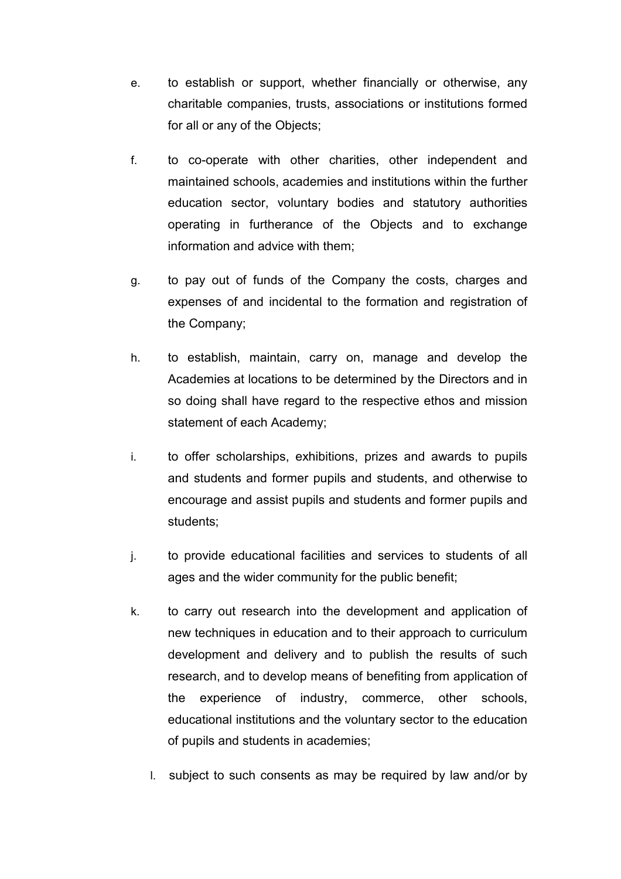e. to establish or support, whether financially or otherwise, any charitable companies, trusts, associations or institutions formed for all or any of the Objects;

f. to co-operate with other charities, other independent and maintained schools, academies and institutions within the further education sector, voluntary bodies and statutory authorities operating in furtherance of the Objects and to exchange information and advice with them;

g. to pay out of funds of the Company the costs, charges and expenses of and incidental to the formation and registration of the Company;

h. to establish, maintain, carry on, manage and develop the Academies at locations to be determined by the Directors and in so doing shall have regard to the respective ethos and mission statement of each Academy;

i. to offer scholarships, exhibitions, prizes and awards to pupils and students and former pupils and students, and otherwise to encourage and assist pupils and students and former pupils and students;

j. to provide educational facilities and services to students of all ages and the wider community for the public benefit;

k. to carry out research into the development and application of new techniques in education and to their approach to curriculum development and delivery and to publish the results of such research, and to develop means of benefiting from application of the experience of industry, commerce, other schools, educational institutions and the voluntary sector to the education of pupils and students in academies;

l. subject to such consents as may be required by law and/or by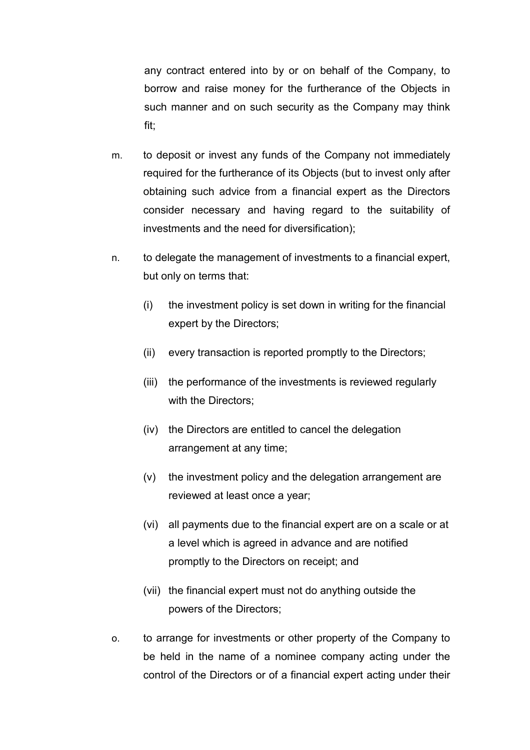any contract entered into by or on behalf of the Company, to borrow and raise money for the furtherance of the Objects in such manner and on such security as the Company may think fit;

m. to deposit or invest any funds of the Company not immediately required for the furtherance of its Objects (but to invest only after obtaining such advice from a financial expert as the Directors consider necessary and having regard to the suitability of investments and the need for diversification);

n. to delegate the management of investments to a financial expert, but only on terms that:

   (i) the investment policy is set down in writing for the financial expert by the Directors;

   (ii) every transaction is reported promptly to the Directors;

   (iii) the performance of the investments is reviewed regularly with the Directors;

   (iv) the Directors are entitled to cancel the delegation arrangement at any time;

   (v) the investment policy and the delegation arrangement are reviewed at least once a year;

   (vi) all payments due to the financial expert are on a scale or at a level which is agreed in advance and are notified promptly to the Directors on receipt; and

   (vii) the financial expert must not do anything outside the powers of the Directors;

o. to arrange for investments or other property of the Company to be held in the name of a nominee company acting under the control of the Directors or of a financial expert acting under their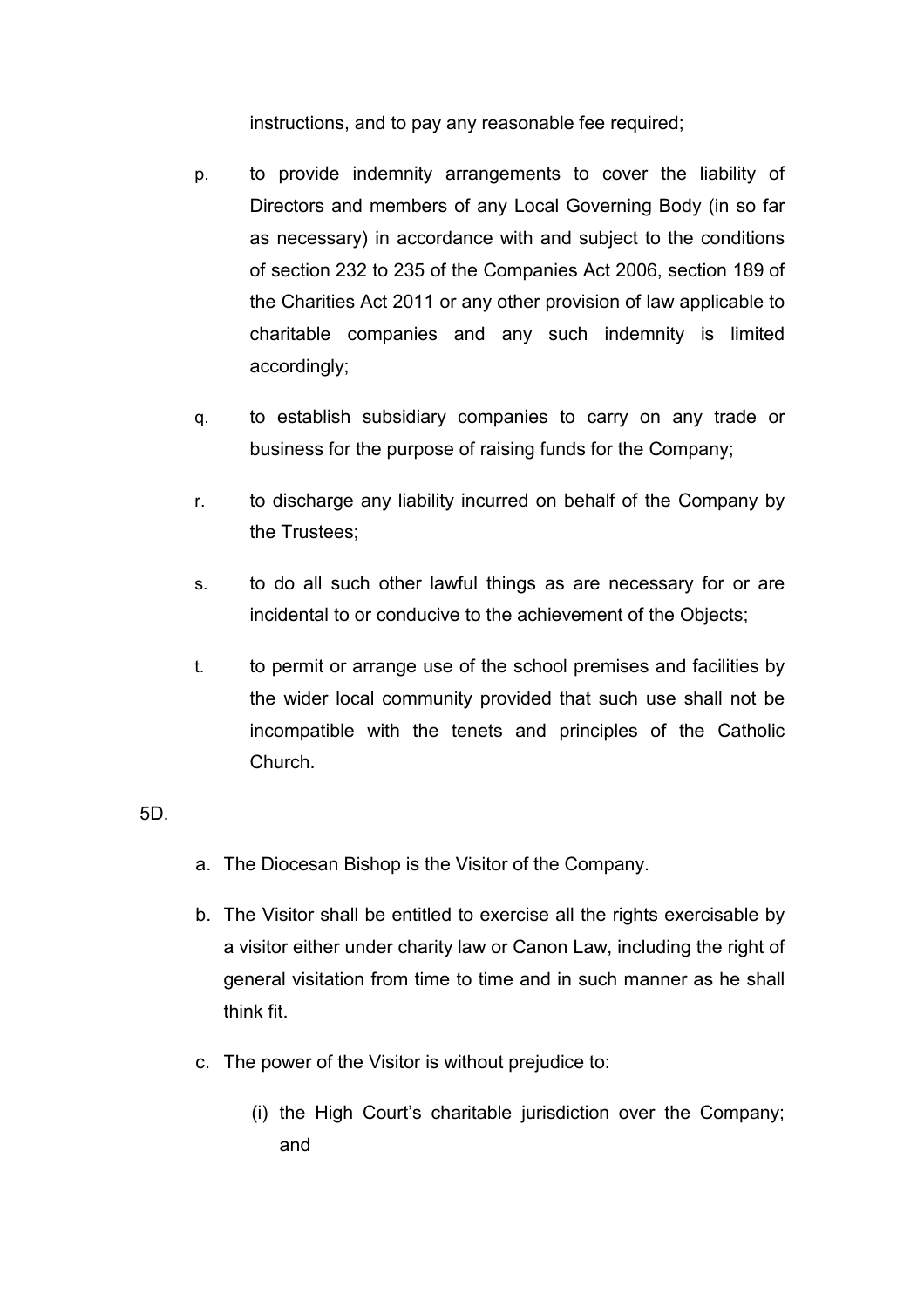instructions, and to pay any reasonable fee required;

p. to provide indemnity arrangements to cover the liability of Directors and members of any Local Governing Body (in so far as necessary) in accordance with and subject to the conditions of section 232 to 235 of the Companies Act 2006, section 189 of the Charities Act 2011 or any other provision of law applicable to charitable companies and any such indemnity is limited accordingly;

q. to establish subsidiary companies to carry on any trade or business for the purpose of raising funds for the Company;

r. to discharge any liability incurred on behalf of the Company by the Trustees;

s. to do all such other lawful things as are necessary for or are incidental to or conducive to the achievement of the Objects;

t. to permit or arrange use of the school premises and facilities by the wider local community provided that such use shall not be incompatible with the tenets and principles of the Catholic Church.

5D.

a. The Diocesan Bishop is the Visitor of the Company.

b. The Visitor shall be entitled to exercise all the rights exercisable by a visitor either under charity law or Canon Law, including the right of general visitation from time to time and in such manner as he shall think fit.

c. The power of the Visitor is without prejudice to:

   (i) the High Court's charitable jurisdiction over the Company; and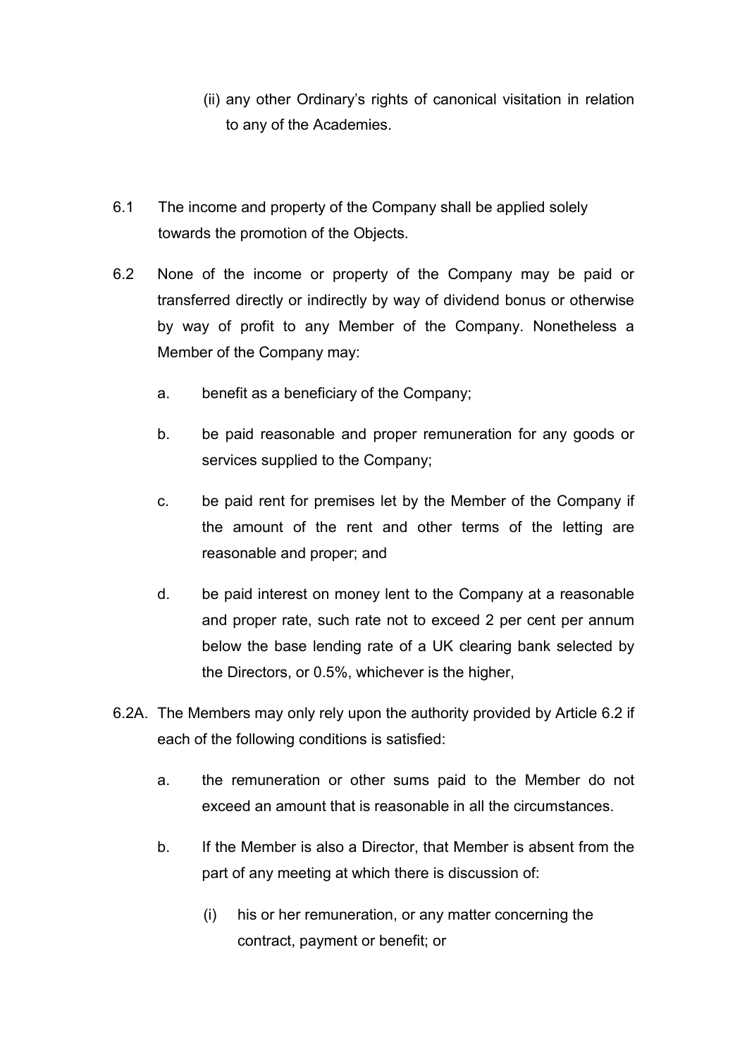(ii) any other Ordinary's rights of canonical visitation in relation to any of the Academies.

6.1 The income and property of the Company shall be applied solely towards the promotion of the Objects.

6.2 None of the income or property of the Company may be paid or transferred directly or indirectly by way of dividend bonus or otherwise by way of profit to any Member of the Company. Nonetheless a Member of the Company may:

a. benefit as a beneficiary of the Company;

b. be paid reasonable and proper remuneration for any goods or services supplied to the Company;

c. be paid rent for premises let by the Member of the Company if the amount of the rent and other terms of the letting are reasonable and proper; and

d. be paid interest on money lent to the Company at a reasonable and proper rate, such rate not to exceed 2 per cent per annum below the base lending rate of a UK clearing bank selected by the Directors, or 0.5%, whichever is the higher,

6.2A. The Members may only rely upon the authority provided by Article 6.2 if each of the following conditions is satisfied:

a. the remuneration or other sums paid to the Member do not exceed an amount that is reasonable in all the circumstances.

b. If the Member is also a Director, that Member is absent from the part of any meeting at which there is discussion of:

(i) his or her remuneration, or any matter concerning the contract, payment or benefit; or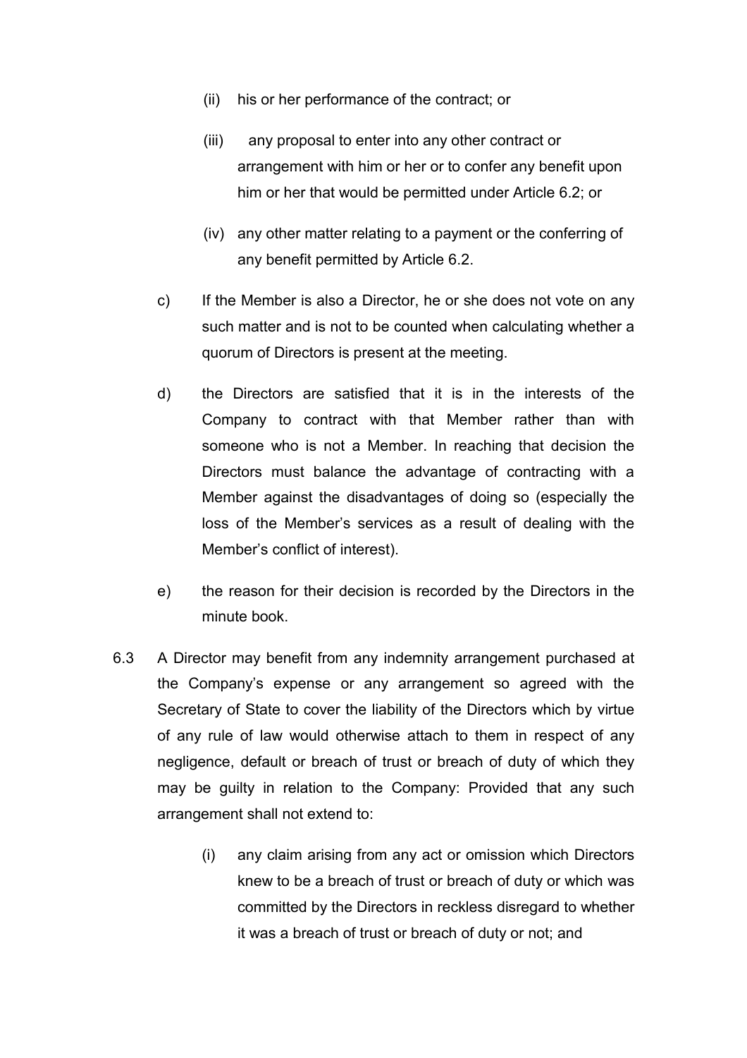(ii) his or her performance of the contract; or

(iii) any proposal to enter into any other contract or arrangement with him or her or to confer any benefit upon him or her that would be permitted under Article 6.2; or

(iv) any other matter relating to a payment or the conferring of any benefit permitted by Article 6.2.

c) If the Member is also a Director, he or she does not vote on any such matter and is not to be counted when calculating whether a quorum of Directors is present at the meeting.

d) the Directors are satisfied that it is in the interests of the Company to contract with that Member rather than with someone who is not a Member. In reaching that decision the Directors must balance the advantage of contracting with a Member against the disadvantages of doing so (especially the loss of the Member's services as a result of dealing with the Member's conflict of interest).

e) the reason for their decision is recorded by the Directors in the minute book.

6.3 A Director may benefit from any indemnity arrangement purchased at the Company's expense or any arrangement so agreed with the Secretary of State to cover the liability of the Directors which by virtue of any rule of law would otherwise attach to them in respect of any negligence, default or breach of trust or breach of duty of which they may be guilty in relation to the Company: Provided that any such arrangement shall not extend to:

(i) any claim arising from any act or omission which Directors knew to be a breach of trust or breach of duty or which was committed by the Directors in reckless disregard to whether it was a breach of trust or breach of duty or not; and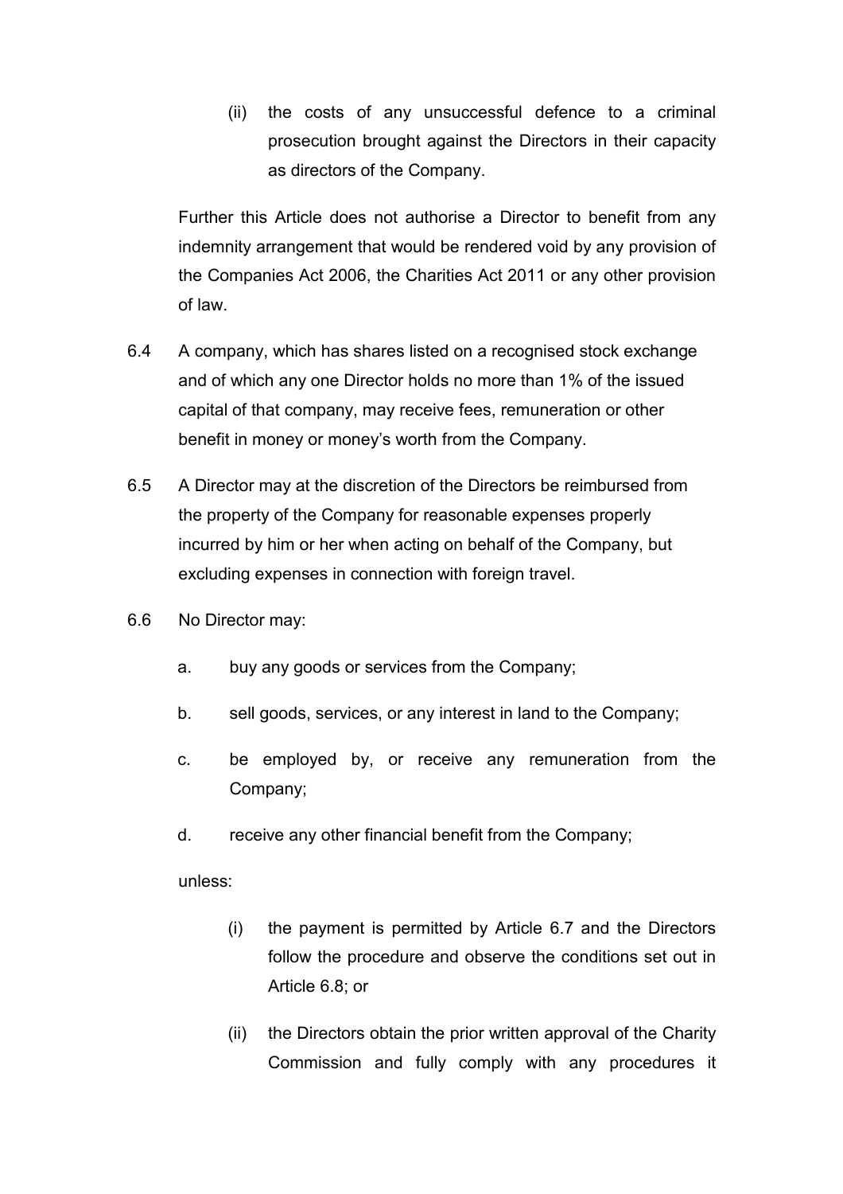(ii) the costs of any unsuccessful defence to a criminal prosecution brought against the Directors in their capacity as directors of the Company.

Further this Article does not authorise a Director to benefit from any indemnity arrangement that would be rendered void by any provision of the Companies Act 2006, the Charities Act 2011 or any other provision of law.

6.4 A company, which has shares listed on a recognised stock exchange and of which any one Director holds no more than 1% of the issued capital of that company, may receive fees, remuneration or other benefit in money or money's worth from the Company.

6.5 A Director may at the discretion of the Directors be reimbursed from the property of the Company for reasonable expenses properly incurred by him or her when acting on behalf of the Company, but excluding expenses in connection with foreign travel.

6.6 No Director may:

a. buy any goods or services from the Company;

b. sell goods, services, or any interest in land to the Company;

c. be employed by, or receive any remuneration from the Company;

d. receive any other financial benefit from the Company;

unless:

(i) the payment is permitted by Article 6.7 and the Directors follow the procedure and observe the conditions set out in Article 6.8; or

(ii) the Directors obtain the prior written approval of the Charity Commission and fully comply with any procedures it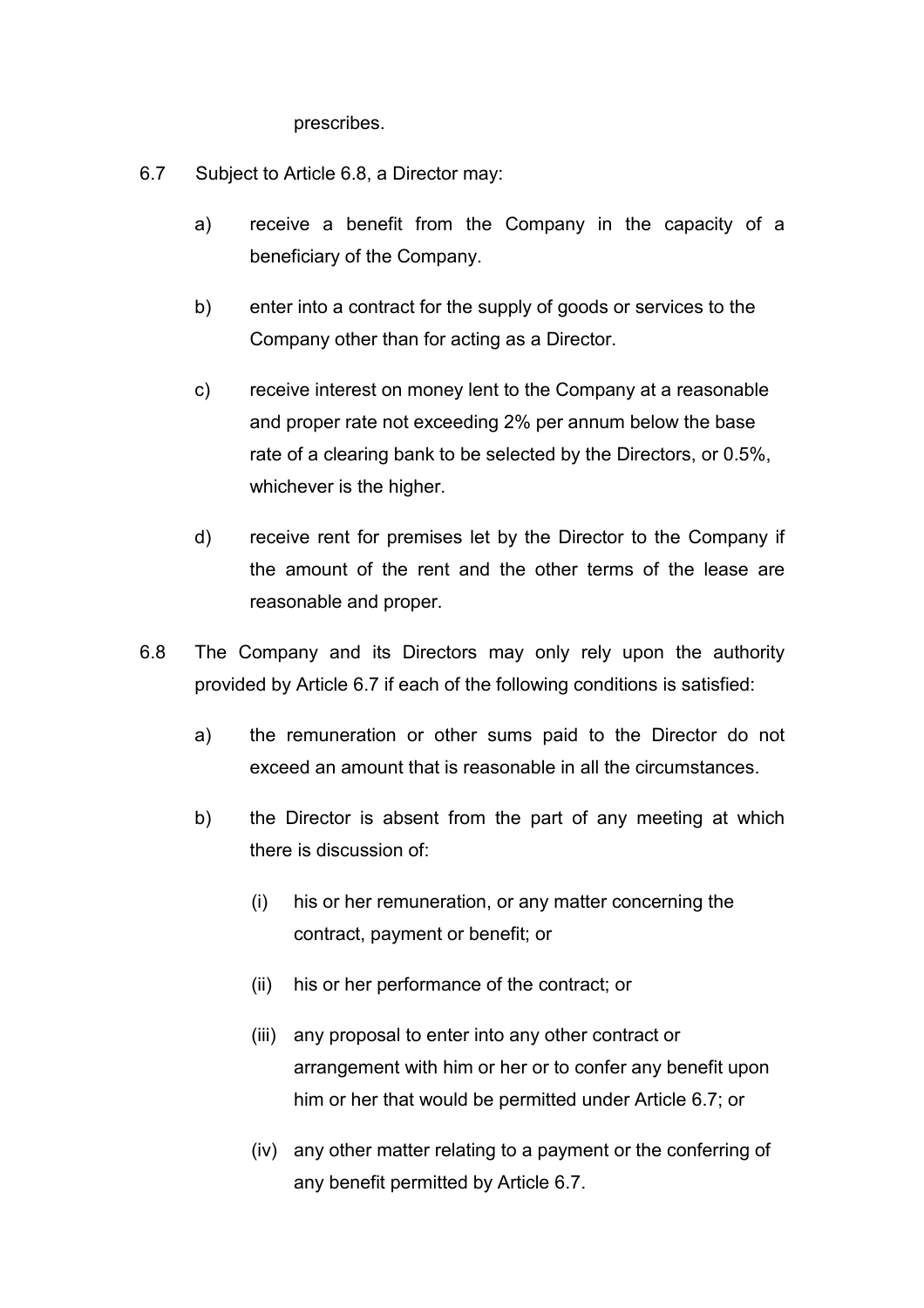prescribes.

6.7 Subject to Article 6.8, a Director may:

a) receive a benefit from the Company in the capacity of a beneficiary of the Company.

b) enter into a contract for the supply of goods or services to the Company other than for acting as a Director.

c) receive interest on money lent to the Company at a reasonable and proper rate not exceeding 2% per annum below the base rate of a clearing bank to be selected by the Directors, or 0.5%, whichever is the higher.

d) receive rent for premises let by the Director to the Company if the amount of the rent and the other terms of the lease are reasonable and proper.

6.8 The Company and its Directors may only rely upon the authority provided by Article 6.7 if each of the following conditions is satisfied:

a) the remuneration or other sums paid to the Director do not exceed an amount that is reasonable in all the circumstances.

b) the Director is absent from the part of any meeting at which there is discussion of:

(i) his or her remuneration, or any matter concerning the contract, payment or benefit; or

(ii) his or her performance of the contract; or

(iii) any proposal to enter into any other contract or arrangement with him or her or to confer any benefit upon him or her that would be permitted under Article 6.7; or

(iv) any other matter relating to a payment or the conferring of any benefit permitted by Article 6.7.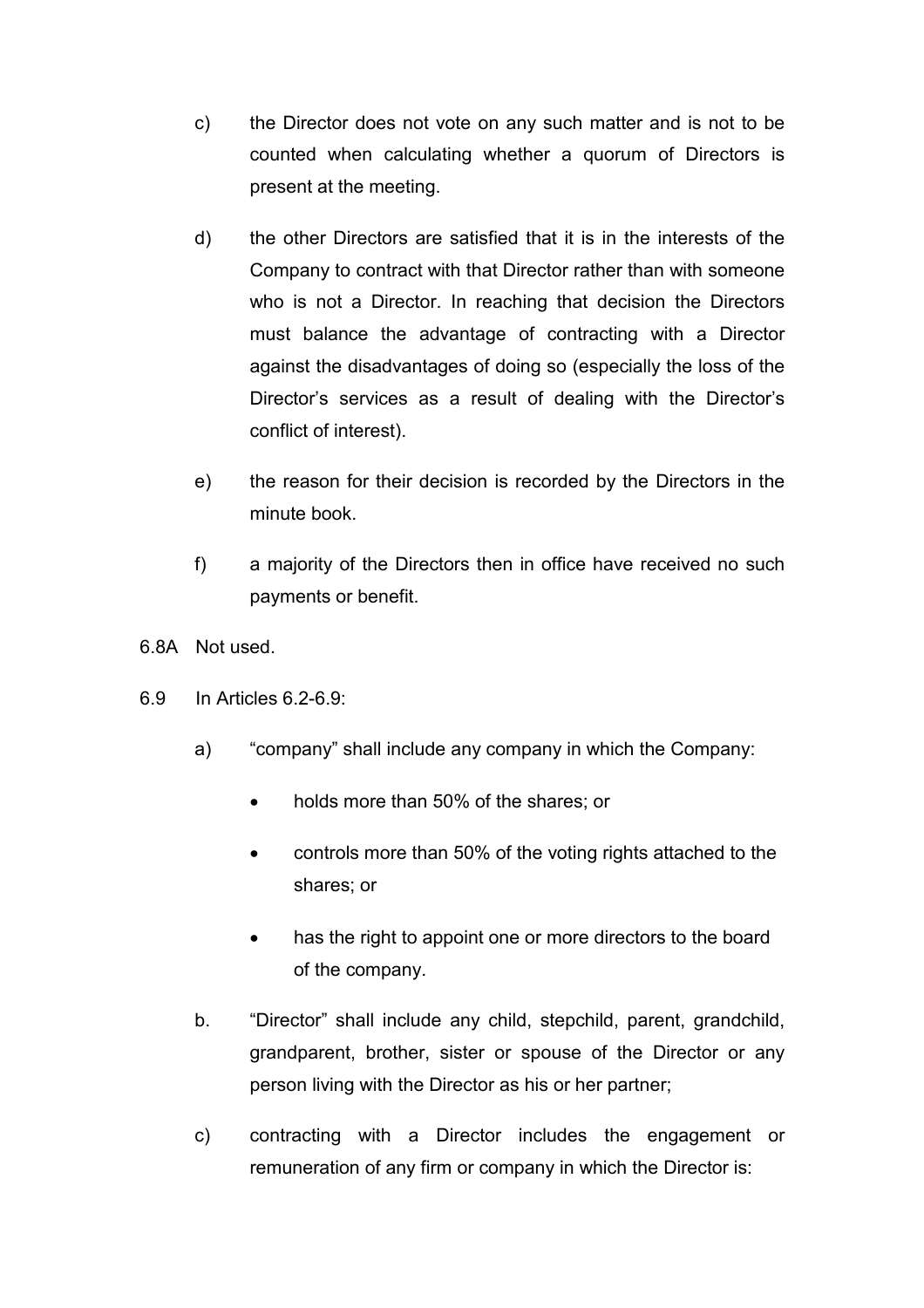c) the Director does not vote on any such matter and is not to be counted when calculating whether a quorum of Directors is present at the meeting.

d) the other Directors are satisfied that it is in the interests of the Company to contract with that Director rather than with someone who is not a Director. In reaching that decision the Directors must balance the advantage of contracting with a Director against the disadvantages of doing so (especially the loss of the Director's services as a result of dealing with the Director's conflict of interest).

e) the reason for their decision is recorded by the Directors in the minute book.

f) a majority of the Directors then in office have received no such payments or benefit.

6.8A Not used.

6.9 In Articles 6.2-6.9:

a) "company" shall include any company in which the Company:

- holds more than 50% of the shares; or
- controls more than 50% of the voting rights attached to the shares; or
- has the right to appoint one or more directors to the board of the company.

b. "Director" shall include any child, stepchild, parent, grandchild, grandparent, brother, sister or spouse of the Director or any person living with the Director as his or her partner;

c) contracting with a Director includes the engagement or remuneration of any firm or company in which the Director is: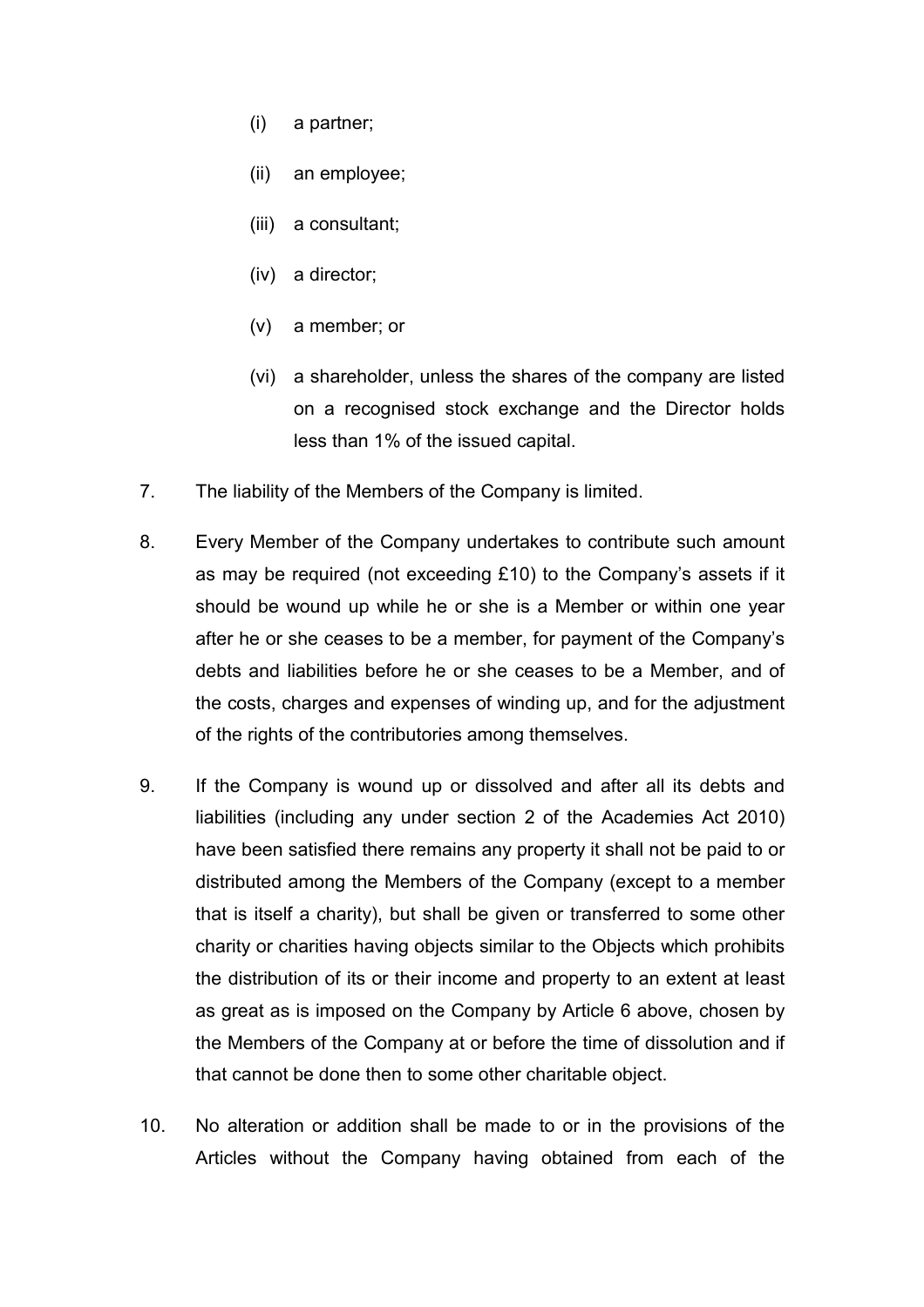(i) a partner;

(ii) an employee;

(iii) a consultant;

(iv) a director;

(v) a member; or

(vi) a shareholder, unless the shares of the company are listed on a recognised stock exchange and the Director holds less than 1% of the issued capital.

7. The liability of the Members of the Company is limited.

8. Every Member of the Company undertakes to contribute such amount as may be required (not exceeding £10) to the Company's assets if it should be wound up while he or she is a Member or within one year after he or she ceases to be a member, for payment of the Company's debts and liabilities before he or she ceases to be a Member, and of the costs, charges and expenses of winding up, and for the adjustment of the rights of the contributories among themselves.

9. If the Company is wound up or dissolved and after all its debts and liabilities (including any under section 2 of the Academies Act 2010) have been satisfied there remains any property it shall not be paid to or distributed among the Members of the Company (except to a member that is itself a charity), but shall be given or transferred to some other charity or charities having objects similar to the Objects which prohibits the distribution of its or their income and property to an extent at least as great as is imposed on the Company by Article 6 above, chosen by the Members of the Company at or before the time of dissolution and if that cannot be done then to some other charitable object.

10. No alteration or addition shall be made to or in the provisions of the Articles without the Company having obtained from each of the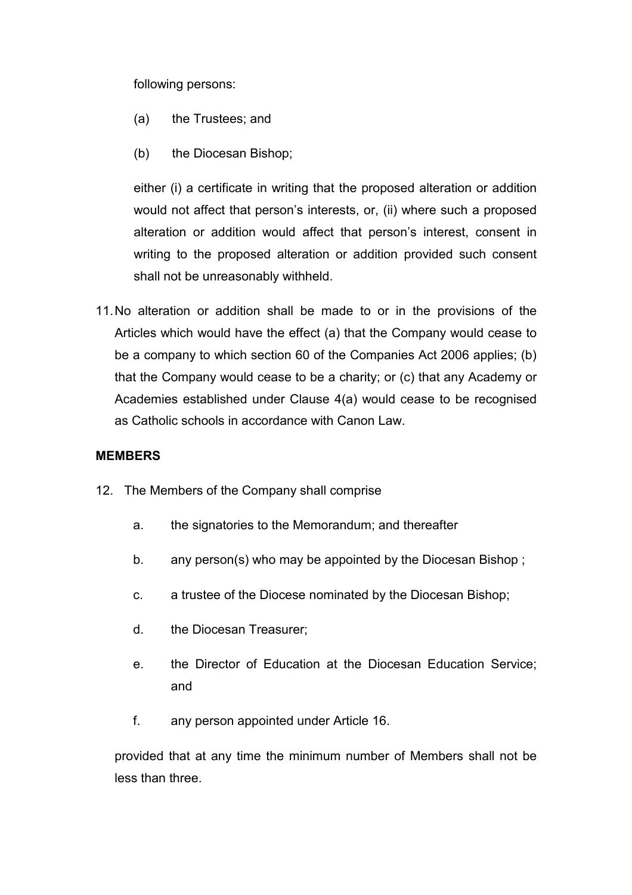following persons:

(a) the Trustees; and

(b) the Diocesan Bishop;

either (i) a certificate in writing that the proposed alteration or addition would not affect that person's interests, or, (ii) where such a proposed alteration or addition would affect that person's interest, consent in writing to the proposed alteration or addition provided such consent shall not be unreasonably withheld.

11. No alteration or addition shall be made to or in the provisions of the Articles which would have the effect (a) that the Company would cease to be a company to which section 60 of the Companies Act 2006 applies; (b) that the Company would cease to be a charity; or (c) that any Academy or Academies established under Clause 4(a) would cease to be recognised as Catholic schools in accordance with Canon Law.

**MEMBERS**

12. The Members of the Company shall comprise

    a. the signatories to the Memorandum; and thereafter

    b. any person(s) who may be appointed by the Diocesan Bishop ;

    c. a trustee of the Diocese nominated by the Diocesan Bishop;

    d. the Diocesan Treasurer;

    e. the Director of Education at the Diocesan Education Service; and

    f. any person appointed under Article 16.

    provided that at any time the minimum number of Members shall not be less than three.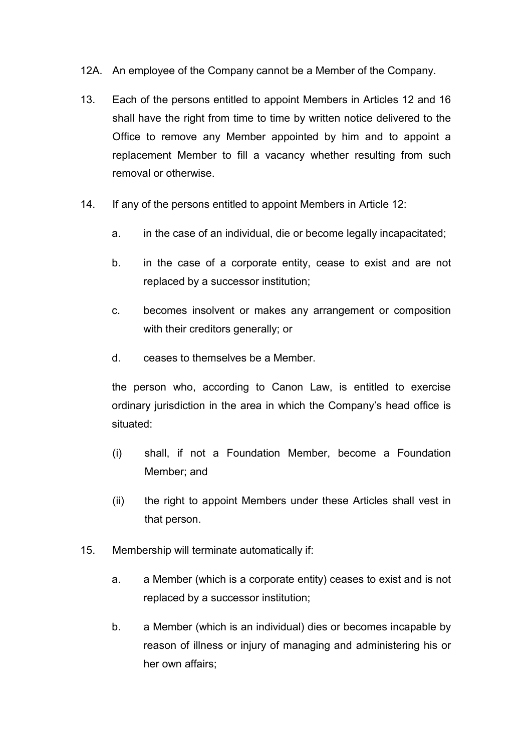12A. An employee of the Company cannot be a Member of the Company.

13. Each of the persons entitled to appoint Members in Articles 12 and 16 shall have the right from time to time by written notice delivered to the Office to remove any Member appointed by him and to appoint a replacement Member to fill a vacancy whether resulting from such removal or otherwise.

14. If any of the persons entitled to appoint Members in Article 12:

    a. in the case of an individual, die or become legally incapacitated;

    b. in the case of a corporate entity, cease to exist and are not replaced by a successor institution;

    c. becomes insolvent or makes any arrangement or composition with their creditors generally; or

    d. ceases to themselves be a Member.

    the person who, according to Canon Law, is entitled to exercise ordinary jurisdiction in the area in which the Company's head office is situated:

    (i) shall, if not a Foundation Member, become a Foundation Member; and

    (ii) the right to appoint Members under these Articles shall vest in that person.

15. Membership will terminate automatically if:

    a. a Member (which is a corporate entity) ceases to exist and is not replaced by a successor institution;

    b. a Member (which is an individual) dies or becomes incapable by reason of illness or injury of managing and administering his or her own affairs;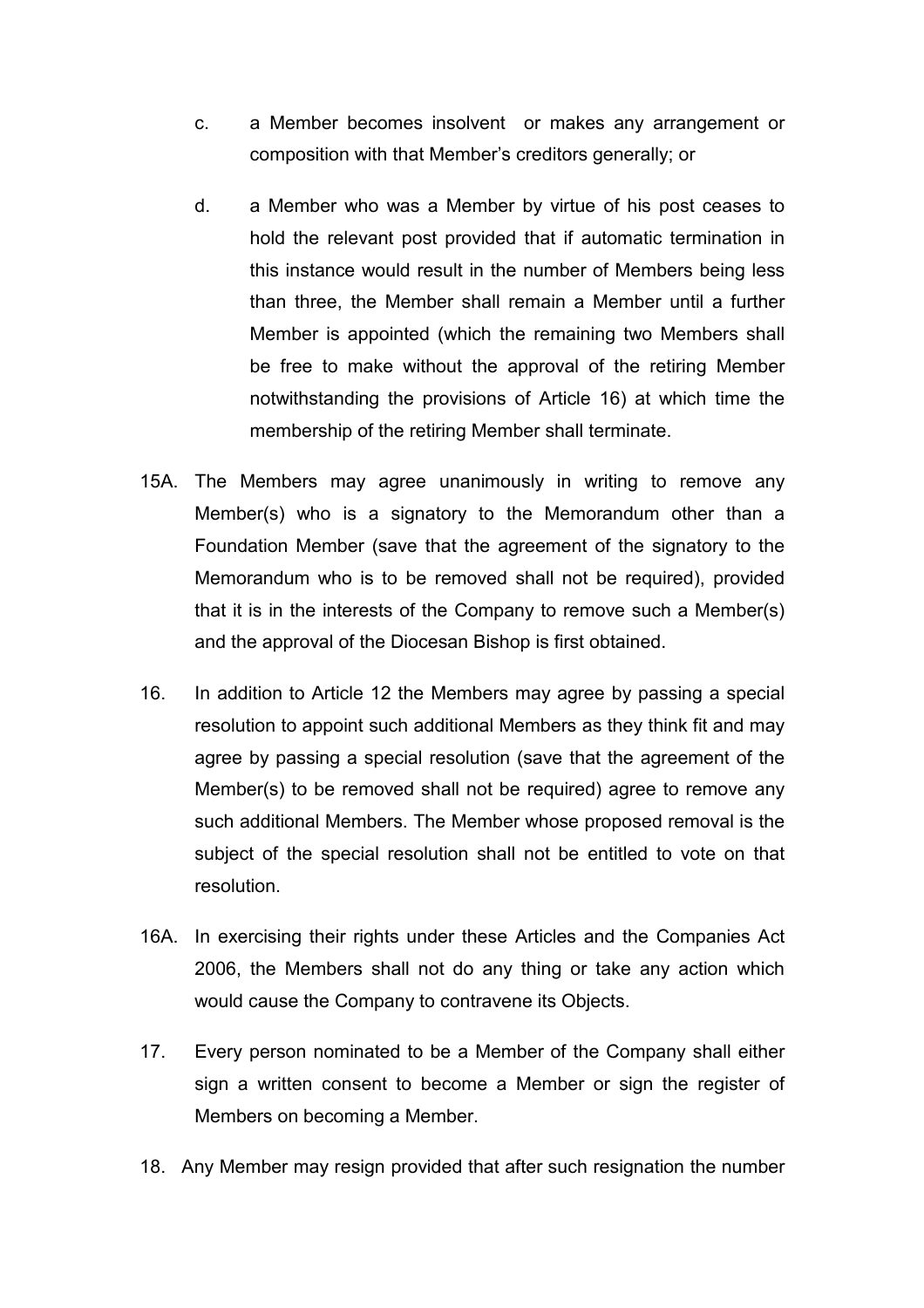c. a Member becomes insolvent or makes any arrangement or composition with that Member's creditors generally; or

d. a Member who was a Member by virtue of his post ceases to hold the relevant post provided that if automatic termination in this instance would result in the number of Members being less than three, the Member shall remain a Member until a further Member is appointed (which the remaining two Members shall be free to make without the approval of the retiring Member notwithstanding the provisions of Article 16) at which time the membership of the retiring Member shall terminate.

15A. The Members may agree unanimously in writing to remove any Member(s) who is a signatory to the Memorandum other than a Foundation Member (save that the agreement of the signatory to the Memorandum who is to be removed shall not be required), provided that it is in the interests of the Company to remove such a Member(s) and the approval of the Diocesan Bishop is first obtained.

16. In addition to Article 12 the Members may agree by passing a special resolution to appoint such additional Members as they think fit and may agree by passing a special resolution (save that the agreement of the Member(s) to be removed shall not be required) agree to remove any such additional Members. The Member whose proposed removal is the subject of the special resolution shall not be entitled to vote on that resolution.

16A. In exercising their rights under these Articles and the Companies Act 2006, the Members shall not do any thing or take any action which would cause the Company to contravene its Objects.

17. Every person nominated to be a Member of the Company shall either sign a written consent to become a Member or sign the register of Members on becoming a Member.

18. Any Member may resign provided that after such resignation the number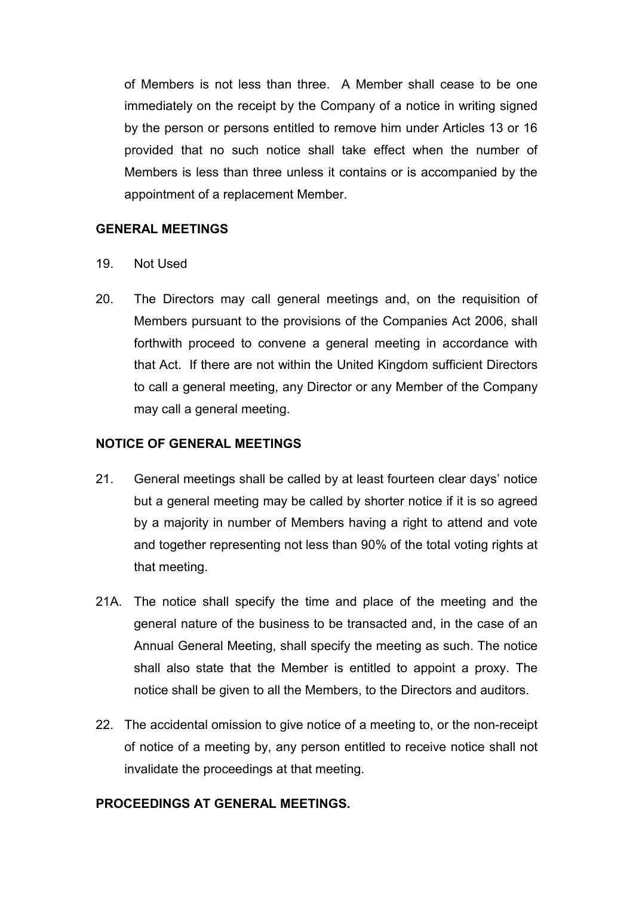of Members is not less than three. A Member shall cease to be one immediately on the receipt by the Company of a notice in writing signed by the person or persons entitled to remove him under Articles 13 or 16 provided that no such notice shall take effect when the number of Members is less than three unless it contains or is accompanied by the appointment of a replacement Member.

**GENERAL MEETINGS**

19. Not Used

20. The Directors may call general meetings and, on the requisition of Members pursuant to the provisions of the Companies Act 2006, shall forthwith proceed to convene a general meeting in accordance with that Act. If there are not within the United Kingdom sufficient Directors to call a general meeting, any Director or any Member of the Company may call a general meeting.

**NOTICE OF GENERAL MEETINGS**

21. General meetings shall be called by at least fourteen clear days' notice but a general meeting may be called by shorter notice if it is so agreed by a majority in number of Members having a right to attend and vote and together representing not less than 90% of the total voting rights at that meeting.

21A. The notice shall specify the time and place of the meeting and the general nature of the business to be transacted and, in the case of an Annual General Meeting, shall specify the meeting as such. The notice shall also state that the Member is entitled to appoint a proxy. The notice shall be given to all the Members, to the Directors and auditors.

22. The accidental omission to give notice of a meeting to, or the non-receipt of notice of a meeting by, any person entitled to receive notice shall not invalidate the proceedings at that meeting.

**PROCEEDINGS AT GENERAL MEETINGS.**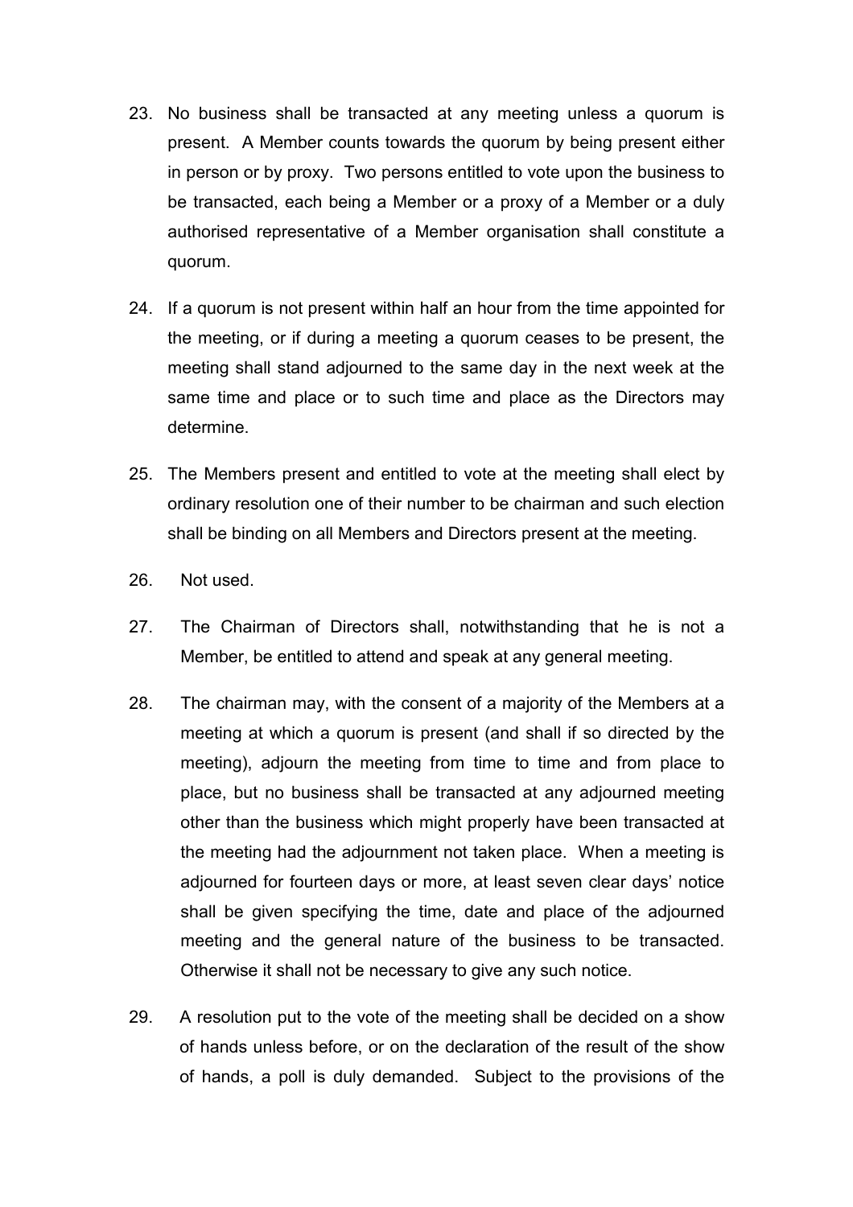23. No business shall be transacted at any meeting unless a quorum is present. A Member counts towards the quorum by being present either in person or by proxy. Two persons entitled to vote upon the business to be transacted, each being a Member or a proxy of a Member or a duly authorised representative of a Member organisation shall constitute a quorum.

24. If a quorum is not present within half an hour from the time appointed for the meeting, or if during a meeting a quorum ceases to be present, the meeting shall stand adjourned to the same day in the next week at the same time and place or to such time and place as the Directors may determine.

25. The Members present and entitled to vote at the meeting shall elect by ordinary resolution one of their number to be chairman and such election shall be binding on all Members and Directors present at the meeting.

26. Not used.

27. The Chairman of Directors shall, notwithstanding that he is not a Member, be entitled to attend and speak at any general meeting.

28. The chairman may, with the consent of a majority of the Members at a meeting at which a quorum is present (and shall if so directed by the meeting), adjourn the meeting from time to time and from place to place, but no business shall be transacted at any adjourned meeting other than the business which might properly have been transacted at the meeting had the adjournment not taken place. When a meeting is adjourned for fourteen days or more, at least seven clear days' notice shall be given specifying the time, date and place of the adjourned meeting and the general nature of the business to be transacted. Otherwise it shall not be necessary to give any such notice.

29. A resolution put to the vote of the meeting shall be decided on a show of hands unless before, or on the declaration of the result of the show of hands, a poll is duly demanded. Subject to the provisions of the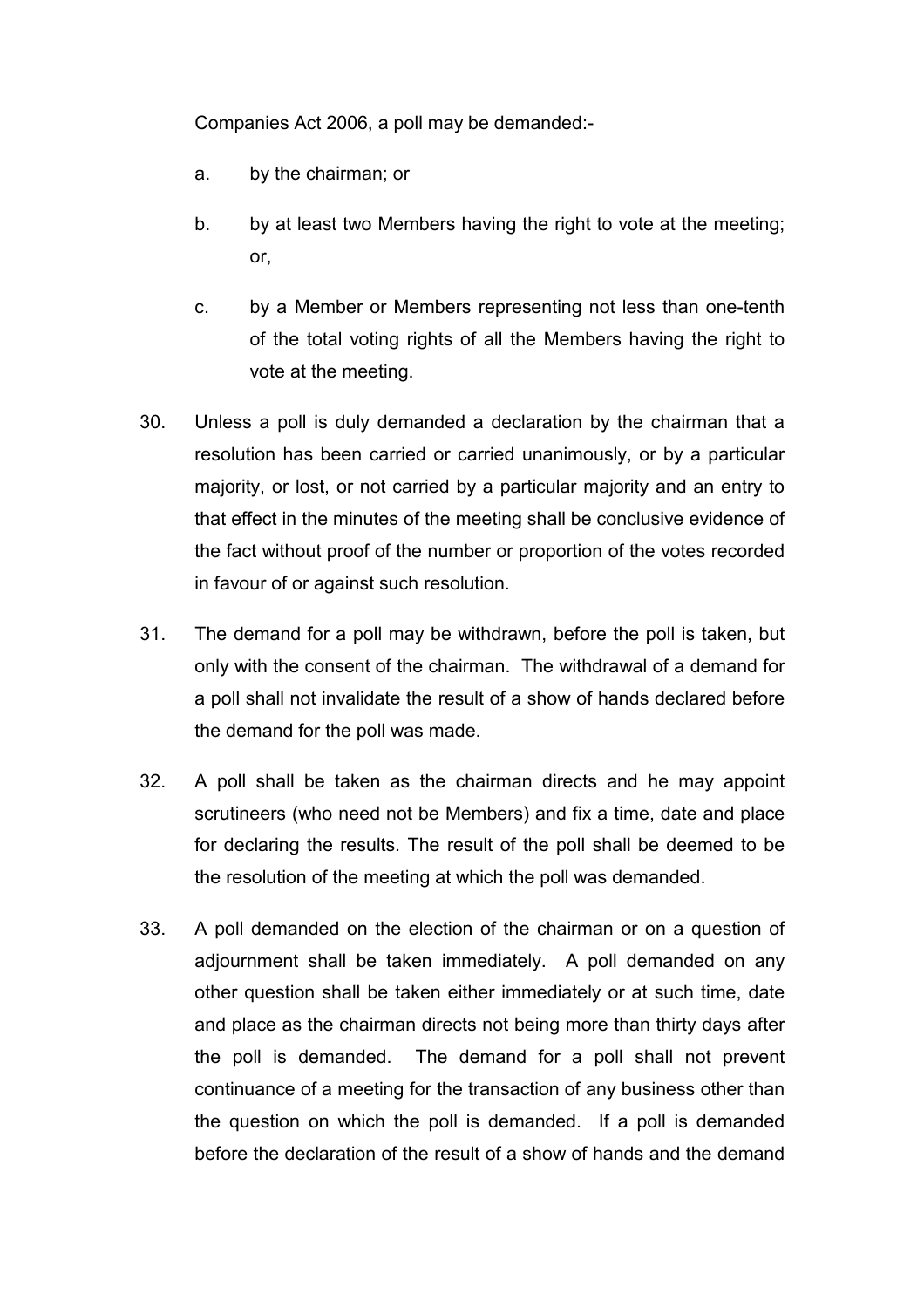Companies Act 2006, a poll may be demanded:-

a. by the chairman; or

b. by at least two Members having the right to vote at the meeting; or,

c. by a Member or Members representing not less than one-tenth of the total voting rights of all the Members having the right to vote at the meeting.

30. Unless a poll is duly demanded a declaration by the chairman that a resolution has been carried or carried unanimously, or by a particular majority, or lost, or not carried by a particular majority and an entry to that effect in the minutes of the meeting shall be conclusive evidence of the fact without proof of the number or proportion of the votes recorded in favour of or against such resolution.

31. The demand for a poll may be withdrawn, before the poll is taken, but only with the consent of the chairman. The withdrawal of a demand for a poll shall not invalidate the result of a show of hands declared before the demand for the poll was made.

32. A poll shall be taken as the chairman directs and he may appoint scrutineers (who need not be Members) and fix a time, date and place for declaring the results. The result of the poll shall be deemed to be the resolution of the meeting at which the poll was demanded.

33. A poll demanded on the election of the chairman or on a question of adjournment shall be taken immediately. A poll demanded on any other question shall be taken either immediately or at such time, date and place as the chairman directs not being more than thirty days after the poll is demanded. The demand for a poll shall not prevent continuance of a meeting for the transaction of any business other than the question on which the poll is demanded. If a poll is demanded before the declaration of the result of a show of hands and the demand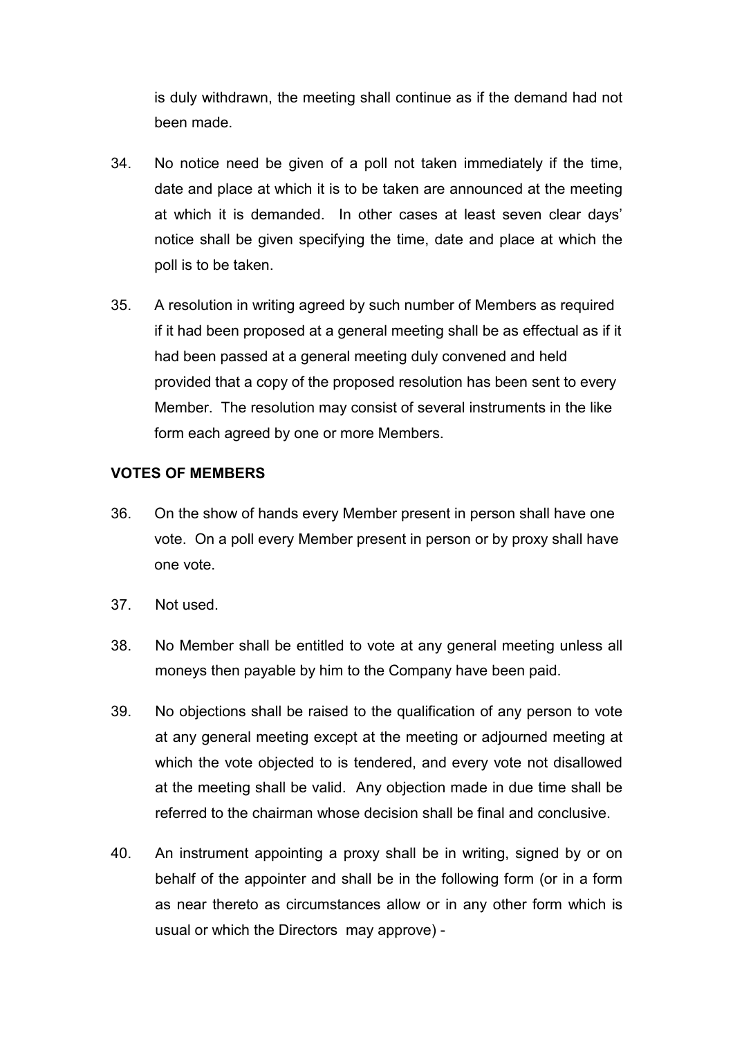is duly withdrawn, the meeting shall continue as if the demand had not been made.

34. No notice need be given of a poll not taken immediately if the time, date and place at which it is to be taken are announced at the meeting at which it is demanded. In other cases at least seven clear days' notice shall be given specifying the time, date and place at which the poll is to be taken.

35. A resolution in writing agreed by such number of Members as required if it had been proposed at a general meeting shall be as effectual as if it had been passed at a general meeting duly convened and held provided that a copy of the proposed resolution has been sent to every Member. The resolution may consist of several instruments in the like form each agreed by one or more Members.

**VOTES OF MEMBERS**

36. On the show of hands every Member present in person shall have one vote. On a poll every Member present in person or by proxy shall have one vote.

37. Not used.

38. No Member shall be entitled to vote at any general meeting unless all moneys then payable by him to the Company have been paid.

39. No objections shall be raised to the qualification of any person to vote at any general meeting except at the meeting or adjourned meeting at which the vote objected to is tendered, and every vote not disallowed at the meeting shall be valid. Any objection made in due time shall be referred to the chairman whose decision shall be final and conclusive.

40. An instrument appointing a proxy shall be in writing, signed by or on behalf of the appointer and shall be in the following form (or in a form as near thereto as circumstances allow or in any other form which is usual or which the Directors may approve) -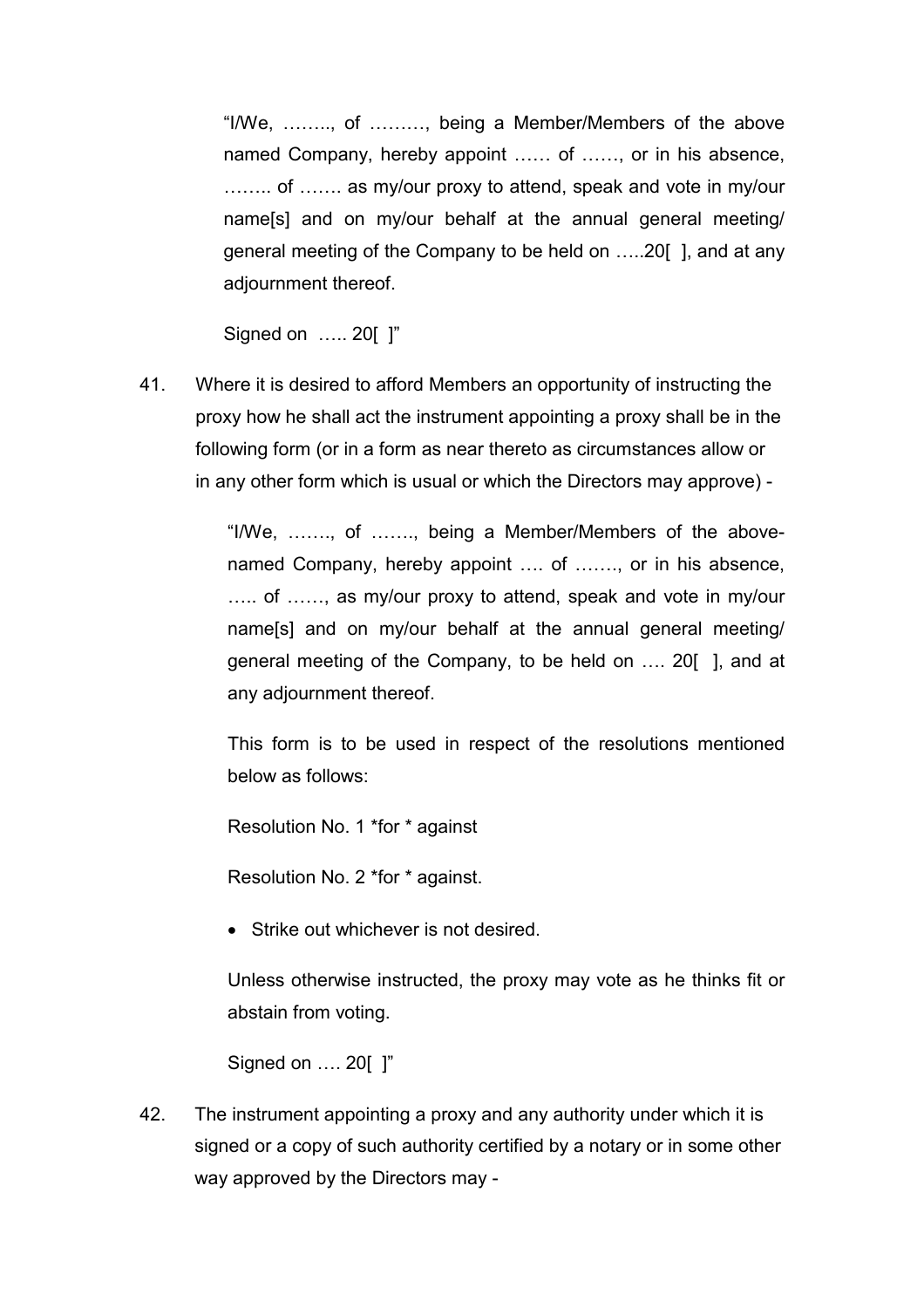"I/We, …….., of ………, being a Member/Members of the above named Company, hereby appoint …… of ……, or in his absence, …….. of ……. as my/our proxy to attend, speak and vote in my/our name[s] and on my/our behalf at the annual general meeting/ general meeting of the Company to be held on …..20[ ], and at any adjournment thereof.

Signed on ….. 20[ ]"

41. Where it is desired to afford Members an opportunity of instructing the proxy how he shall act the instrument appointing a proxy shall be in the following form (or in a form as near thereto as circumstances allow or in any other form which is usual or which the Directors may approve) -

"I/We, ……., of ……., being a Member/Members of the above-named Company, hereby appoint …. of ……., or in his absence, ….. of ……, as my/our proxy to attend, speak and vote in my/our name[s] and on my/our behalf at the annual general meeting/ general meeting of the Company, to be held on …. 20[ ], and at any adjournment thereof.

This form is to be used in respect of the resolutions mentioned below as follows:

Resolution No. 1 *for * against

Resolution No. 2 *for * against.

- Strike out whichever is not desired.

Unless otherwise instructed, the proxy may vote as he thinks fit or abstain from voting.

Signed on …. 20[ ]"

42. The instrument appointing a proxy and any authority under which it is signed or a copy of such authority certified by a notary or in some other way approved by the Directors may -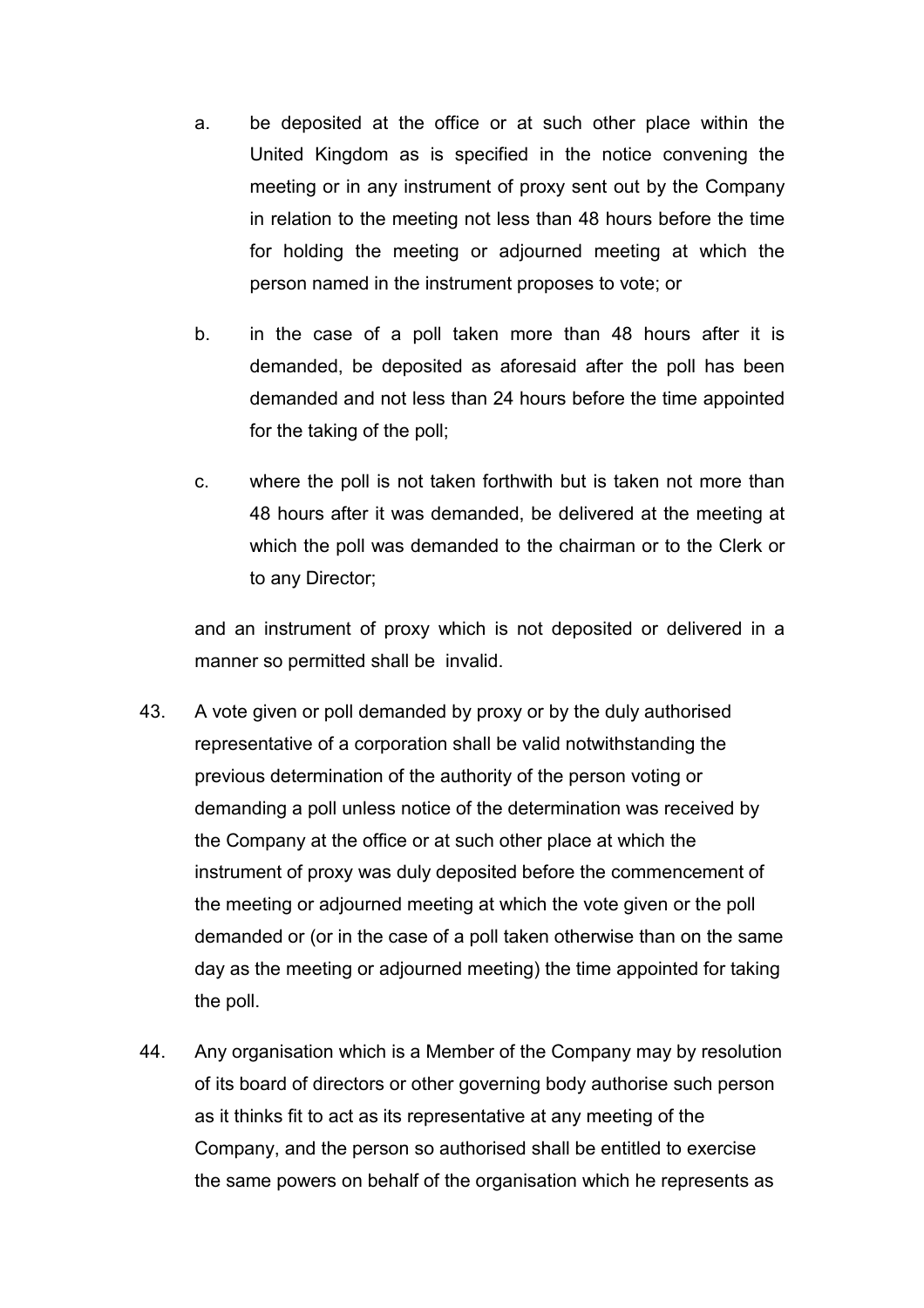a. be deposited at the office or at such other place within the United Kingdom as is specified in the notice convening the meeting or in any instrument of proxy sent out by the Company in relation to the meeting not less than 48 hours before the time for holding the meeting or adjourned meeting at which the person named in the instrument proposes to vote; or

b. in the case of a poll taken more than 48 hours after it is demanded, be deposited as aforesaid after the poll has been demanded and not less than 24 hours before the time appointed for the taking of the poll;

c. where the poll is not taken forthwith but is taken not more than 48 hours after it was demanded, be delivered at the meeting at which the poll was demanded to the chairman or to the Clerk or to any Director;

and an instrument of proxy which is not deposited or delivered in a manner so permitted shall be invalid.

43. A vote given or poll demanded by proxy or by the duly authorised representative of a corporation shall be valid notwithstanding the previous determination of the authority of the person voting or demanding a poll unless notice of the determination was received by the Company at the office or at such other place at which the instrument of proxy was duly deposited before the commencement of the meeting or adjourned meeting at which the vote given or the poll demanded or (or in the case of a poll taken otherwise than on the same day as the meeting or adjourned meeting) the time appointed for taking the poll.

44. Any organisation which is a Member of the Company may by resolution of its board of directors or other governing body authorise such person as it thinks fit to act as its representative at any meeting of the Company, and the person so authorised shall be entitled to exercise the same powers on behalf of the organisation which he represents as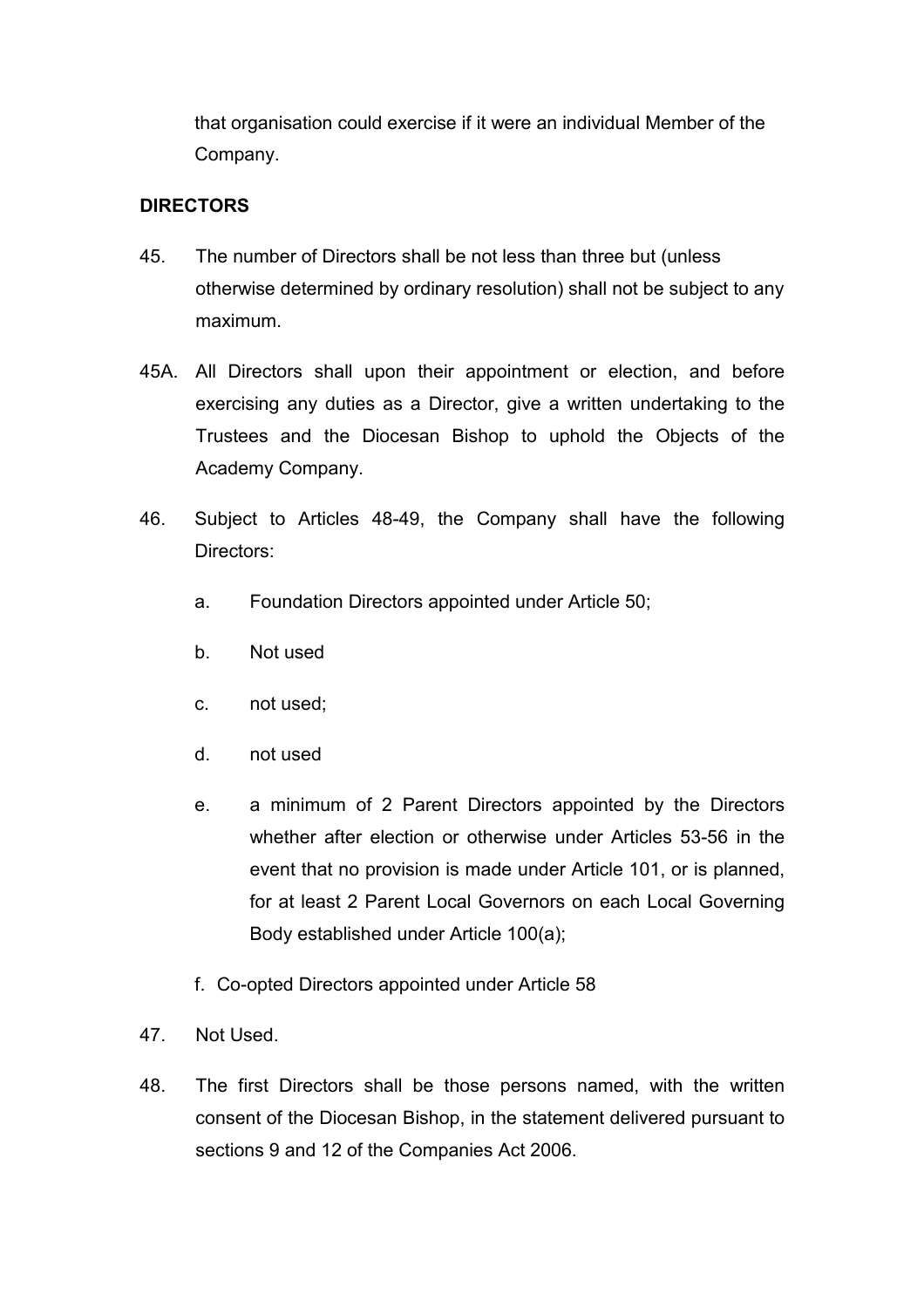that organisation could exercise if it were an individual Member of the Company.

**DIRECTORS**

45. The number of Directors shall be not less than three but (unless otherwise determined by ordinary resolution) shall not be subject to any maximum.

45A. All Directors shall upon their appointment or election, and before exercising any duties as a Director, give a written undertaking to the Trustees and the Diocesan Bishop to uphold the Objects of the Academy Company.

46. Subject to Articles 48-49, the Company shall have the following Directors:

    a. Foundation Directors appointed under Article 50;

    b. Not used

    c. not used;

    d. not used

    e. a minimum of 2 Parent Directors appointed by the Directors whether after election or otherwise under Articles 53-56 in the event that no provision is made under Article 101, or is planned, for at least 2 Parent Local Governors on each Local Governing Body established under Article 100(a);

    f. Co-opted Directors appointed under Article 58

47. Not Used.

48. The first Directors shall be those persons named, with the written consent of the Diocesan Bishop, in the statement delivered pursuant to sections 9 and 12 of the Companies Act 2006.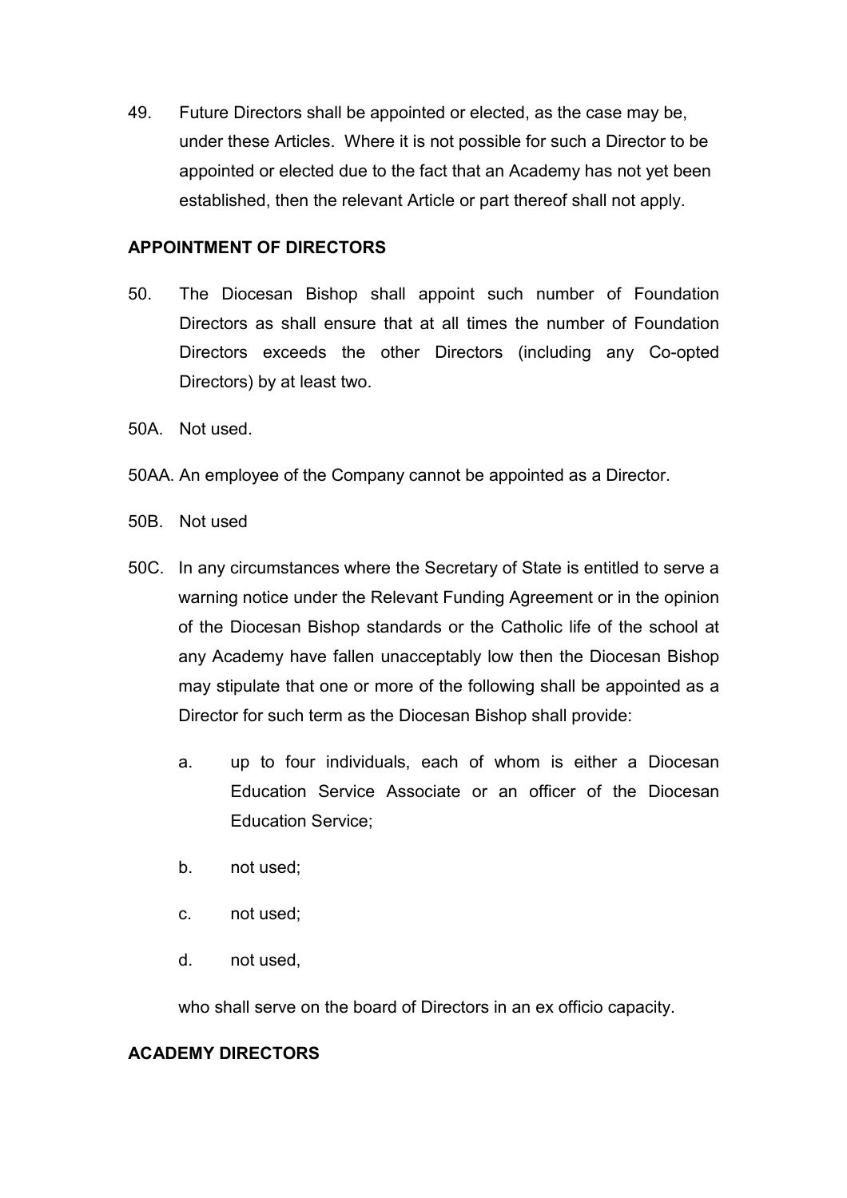49. Future Directors shall be appointed or elected, as the case may be, under these Articles. Where it is not possible for such a Director to be appointed or elected due to the fact that an Academy has not yet been established, then the relevant Article or part thereof shall not apply.

**APPOINTMENT OF DIRECTORS**

50. The Diocesan Bishop shall appoint such number of Foundation Directors as shall ensure that at all times the number of Foundation Directors exceeds the other Directors (including any Co-opted Directors) by at least two.

50A. Not used.

50AA. An employee of the Company cannot be appointed as a Director.

50B. Not used

50C. In any circumstances where the Secretary of State is entitled to serve a warning notice under the Relevant Funding Agreement or in the opinion of the Diocesan Bishop standards or the Catholic life of the school at any Academy have fallen unacceptably low then the Diocesan Bishop may stipulate that one or more of the following shall be appointed as a Director for such term as the Diocesan Bishop shall provide:

  a. up to four individuals, each of whom is either a Diocesan Education Service Associate or an officer of the Diocesan Education Service;

  b. not used;

  c. not used;

  d. not used,

  who shall serve on the board of Directors in an ex officio capacity.

**ACADEMY DIRECTORS**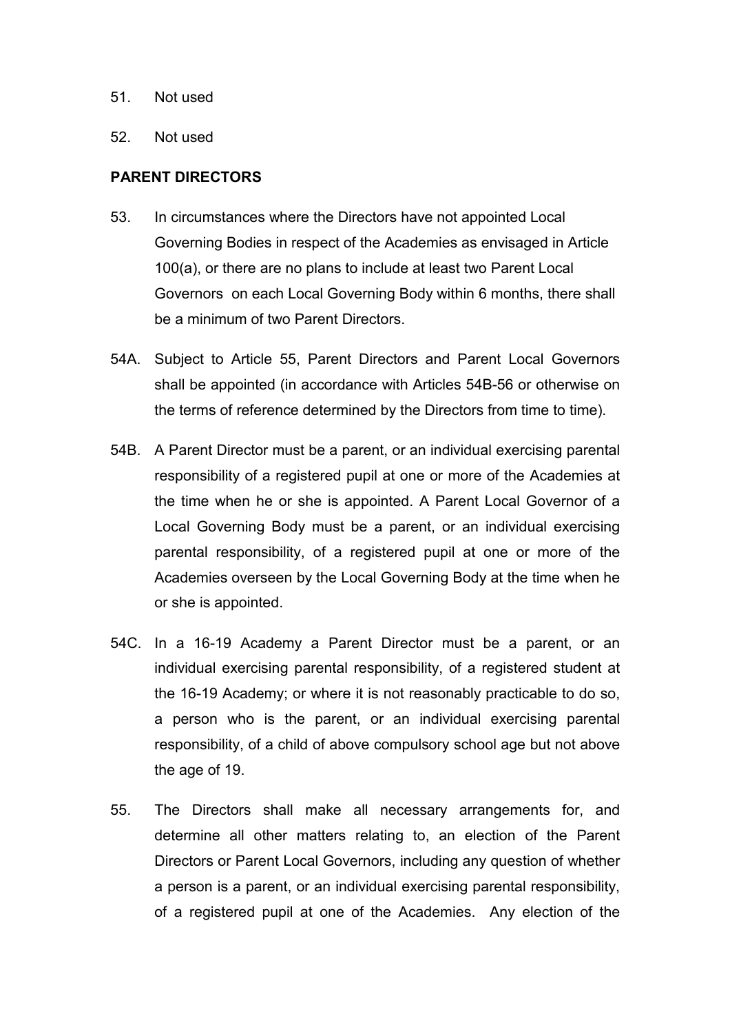51. Not used

52. Not used

**PARENT DIRECTORS**

53. In circumstances where the Directors have not appointed Local Governing Bodies in respect of the Academies as envisaged in Article 100(a), or there are no plans to include at least two Parent Local Governors on each Local Governing Body within 6 months, there shall be a minimum of two Parent Directors.

54A. Subject to Article 55, Parent Directors and Parent Local Governors shall be appointed (in accordance with Articles 54B-56 or otherwise on the terms of reference determined by the Directors from time to time).

54B. A Parent Director must be a parent, or an individual exercising parental responsibility of a registered pupil at one or more of the Academies at the time when he or she is appointed. A Parent Local Governor of a Local Governing Body must be a parent, or an individual exercising parental responsibility, of a registered pupil at one or more of the Academies overseen by the Local Governing Body at the time when he or she is appointed.

54C. In a 16-19 Academy a Parent Director must be a parent, or an individual exercising parental responsibility, of a registered student at the 16-19 Academy; or where it is not reasonably practicable to do so, a person who is the parent, or an individual exercising parental responsibility, of a child of above compulsory school age but not above the age of 19.

55. The Directors shall make all necessary arrangements for, and determine all other matters relating to, an election of the Parent Directors or Parent Local Governors, including any question of whether a person is a parent, or an individual exercising parental responsibility, of a registered pupil at one of the Academies. Any election of the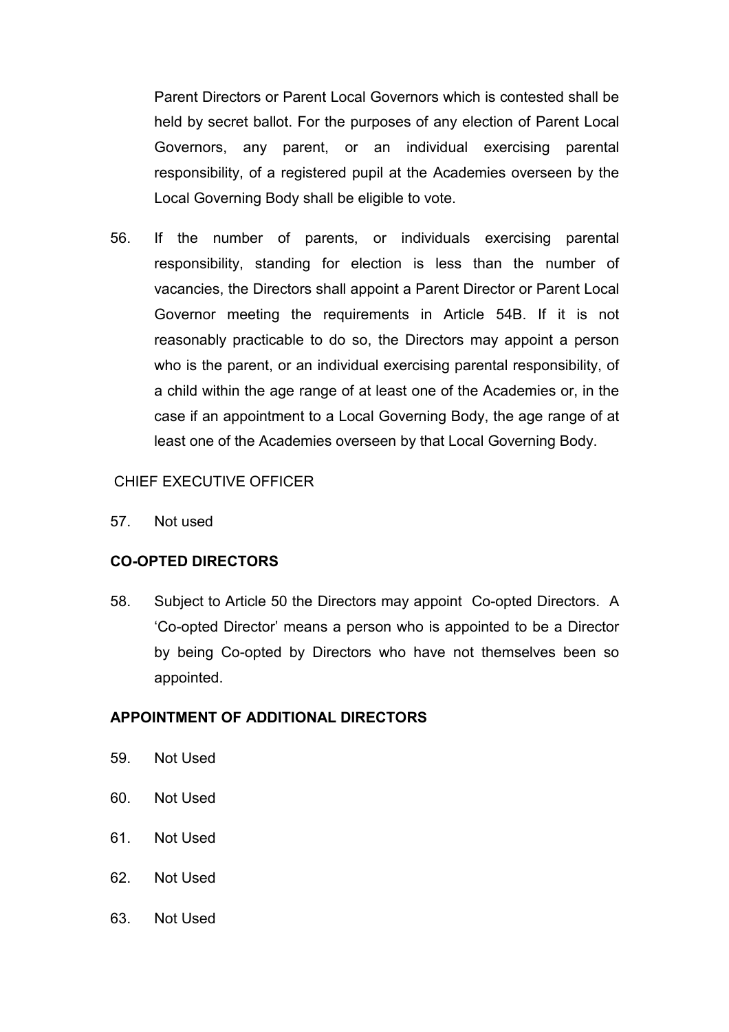Parent Directors or Parent Local Governors which is contested shall be held by secret ballot. For the purposes of any election of Parent Local Governors, any parent, or an individual exercising parental responsibility, of a registered pupil at the Academies overseen by the Local Governing Body shall be eligible to vote.

56. If the number of parents, or individuals exercising parental responsibility, standing for election is less than the number of vacancies, the Directors shall appoint a Parent Director or Parent Local Governor meeting the requirements in Article 54B. If it is not reasonably practicable to do so, the Directors may appoint a person who is the parent, or an individual exercising parental responsibility, of a child within the age range of at least one of the Academies or, in the case if an appointment to a Local Governing Body, the age range of at least one of the Academies overseen by that Local Governing Body.

CHIEF EXECUTIVE OFFICER

57. Not used

**CO-OPTED DIRECTORS**

58. Subject to Article 50 the Directors may appoint Co-opted Directors. A 'Co-opted Director' means a person who is appointed to be a Director by being Co-opted by Directors who have not themselves been so appointed.

**APPOINTMENT OF ADDITIONAL DIRECTORS**

59. Not Used

60. Not Used

61. Not Used

62. Not Used

63. Not Used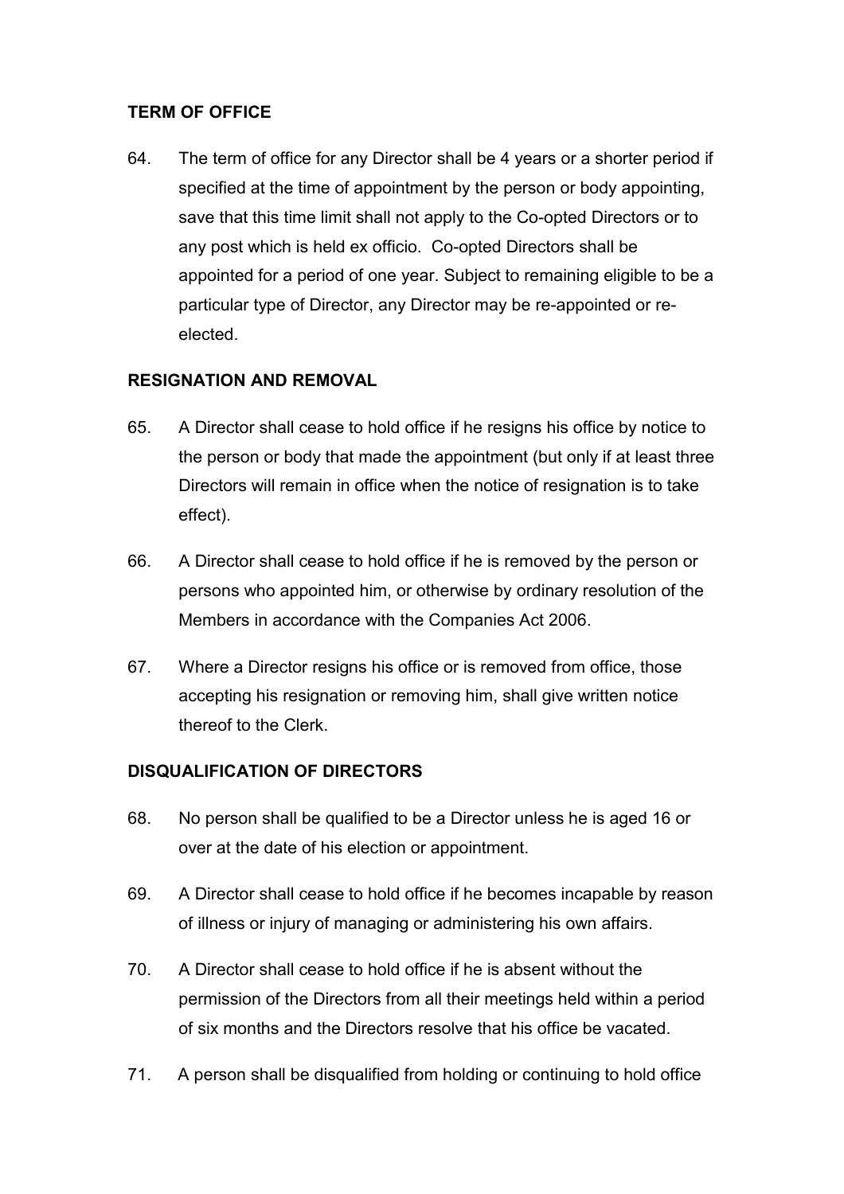**TERM OF OFFICE**

64. The term of office for any Director shall be 4 years or a shorter period if specified at the time of appointment by the person or body appointing, save that this time limit shall not apply to the Co-opted Directors or to any post which is held ex officio. Co-opted Directors shall be appointed for a period of one year. Subject to remaining eligible to be a particular type of Director, any Director may be re-appointed or re-elected.

**RESIGNATION AND REMOVAL**

65. A Director shall cease to hold office if he resigns his office by notice to the person or body that made the appointment (but only if at least three Directors will remain in office when the notice of resignation is to take effect).

66. A Director shall cease to hold office if he is removed by the person or persons who appointed him, or otherwise by ordinary resolution of the Members in accordance with the Companies Act 2006.

67. Where a Director resigns his office or is removed from office, those accepting his resignation or removing him, shall give written notice thereof to the Clerk.

**DISQUALIFICATION OF DIRECTORS**

68. No person shall be qualified to be a Director unless he is aged 16 or over at the date of his election or appointment.

69. A Director shall cease to hold office if he becomes incapable by reason of illness or injury of managing or administering his own affairs.

70. A Director shall cease to hold office if he is absent without the permission of the Directors from all their meetings held within a period of six months and the Directors resolve that his office be vacated.

71. A person shall be disqualified from holding or continuing to hold office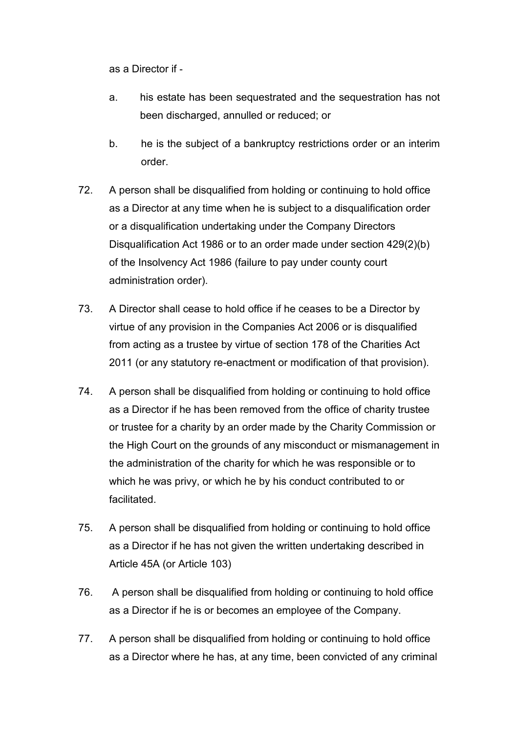as a Director if -

a. his estate has been sequestrated and the sequestration has not been discharged, annulled or reduced; or

b. he is the subject of a bankruptcy restrictions order or an interim order.

72. A person shall be disqualified from holding or continuing to hold office as a Director at any time when he is subject to a disqualification order or a disqualification undertaking under the Company Directors Disqualification Act 1986 or to an order made under section 429(2)(b) of the Insolvency Act 1986 (failure to pay under county court administration order).

73. A Director shall cease to hold office if he ceases to be a Director by virtue of any provision in the Companies Act 2006 or is disqualified from acting as a trustee by virtue of section 178 of the Charities Act 2011 (or any statutory re-enactment or modification of that provision).

74. A person shall be disqualified from holding or continuing to hold office as a Director if he has been removed from the office of charity trustee or trustee for a charity by an order made by the Charity Commission or the High Court on the grounds of any misconduct or mismanagement in the administration of the charity for which he was responsible or to which he was privy, or which he by his conduct contributed to or facilitated.

75. A person shall be disqualified from holding or continuing to hold office as a Director if he has not given the written undertaking described in Article 45A (or Article 103)

76. A person shall be disqualified from holding or continuing to hold office as a Director if he is or becomes an employee of the Company.

77. A person shall be disqualified from holding or continuing to hold office as a Director where he has, at any time, been convicted of any criminal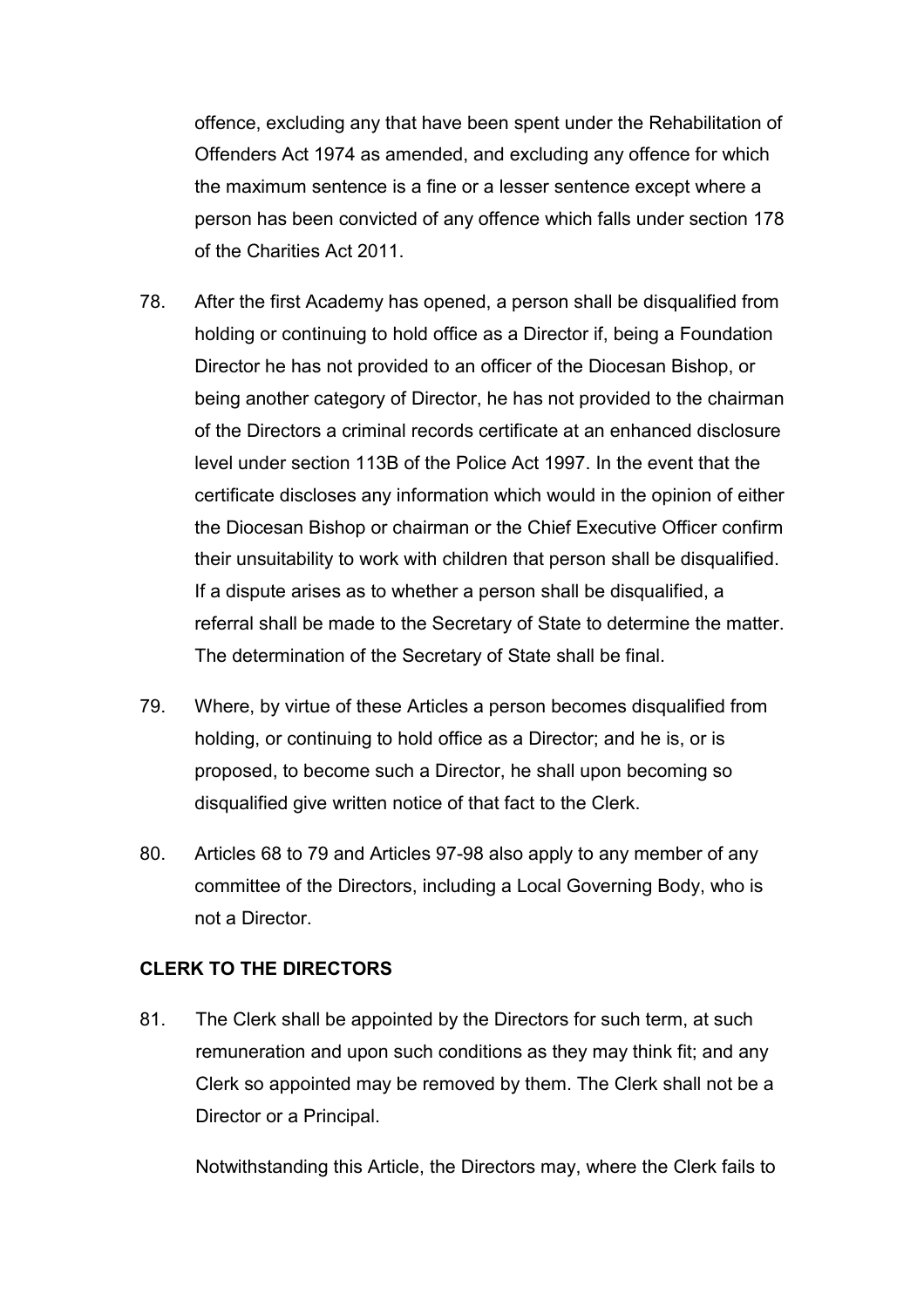offence, excluding any that have been spent under the Rehabilitation of Offenders Act 1974 as amended, and excluding any offence for which the maximum sentence is a fine or a lesser sentence except where a person has been convicted of any offence which falls under section 178 of the Charities Act 2011.

78. After the first Academy has opened, a person shall be disqualified from holding or continuing to hold office as a Director if, being a Foundation Director he has not provided to an officer of the Diocesan Bishop, or being another category of Director, he has not provided to the chairman of the Directors a criminal records certificate at an enhanced disclosure level under section 113B of the Police Act 1997. In the event that the certificate discloses any information which would in the opinion of either the Diocesan Bishop or chairman or the Chief Executive Officer confirm their unsuitability to work with children that person shall be disqualified. If a dispute arises as to whether a person shall be disqualified, a referral shall be made to the Secretary of State to determine the matter. The determination of the Secretary of State shall be final.

79. Where, by virtue of these Articles a person becomes disqualified from holding, or continuing to hold office as a Director; and he is, or is proposed, to become such a Director, he shall upon becoming so disqualified give written notice of that fact to the Clerk.

80. Articles 68 to 79 and Articles 97-98 also apply to any member of any committee of the Directors, including a Local Governing Body, who is not a Director.

**CLERK TO THE DIRECTORS**

81. The Clerk shall be appointed by the Directors for such term, at such remuneration and upon such conditions as they may think fit; and any Clerk so appointed may be removed by them. The Clerk shall not be a Director or a Principal.

Notwithstanding this Article, the Directors may, where the Clerk fails to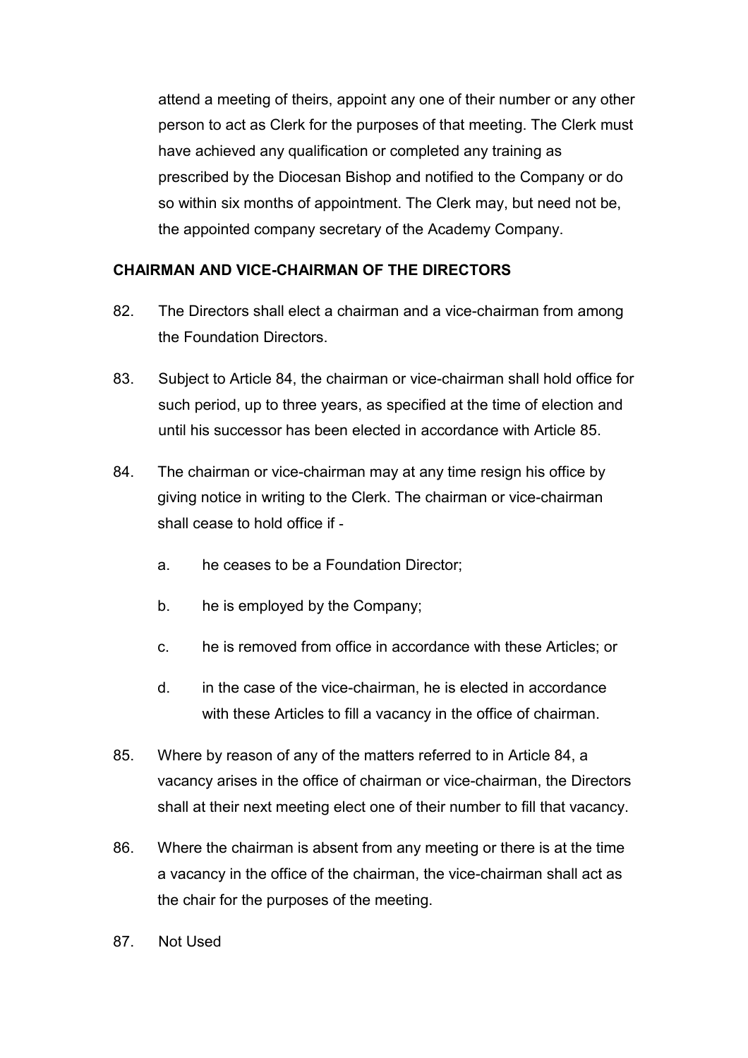attend a meeting of theirs, appoint any one of their number or any other person to act as Clerk for the purposes of that meeting. The Clerk must have achieved any qualification or completed any training as prescribed by the Diocesan Bishop and notified to the Company or do so within six months of appointment. The Clerk may, but need not be, the appointed company secretary of the Academy Company.

**CHAIRMAN AND VICE-CHAIRMAN OF THE DIRECTORS**

82. The Directors shall elect a chairman and a vice-chairman from among the Foundation Directors.

83. Subject to Article 84, the chairman or vice-chairman shall hold office for such period, up to three years, as specified at the time of election and until his successor has been elected in accordance with Article 85.

84. The chairman or vice-chairman may at any time resign his office by giving notice in writing to the Clerk. The chairman or vice-chairman shall cease to hold office if -

    a. he ceases to be a Foundation Director;

    b. he is employed by the Company;

    c. he is removed from office in accordance with these Articles; or

    d. in the case of the vice-chairman, he is elected in accordance with these Articles to fill a vacancy in the office of chairman.

85. Where by reason of any of the matters referred to in Article 84, a vacancy arises in the office of chairman or vice-chairman, the Directors shall at their next meeting elect one of their number to fill that vacancy.

86. Where the chairman is absent from any meeting or there is at the time a vacancy in the office of the chairman, the vice-chairman shall act as the chair for the purposes of the meeting.

87. Not Used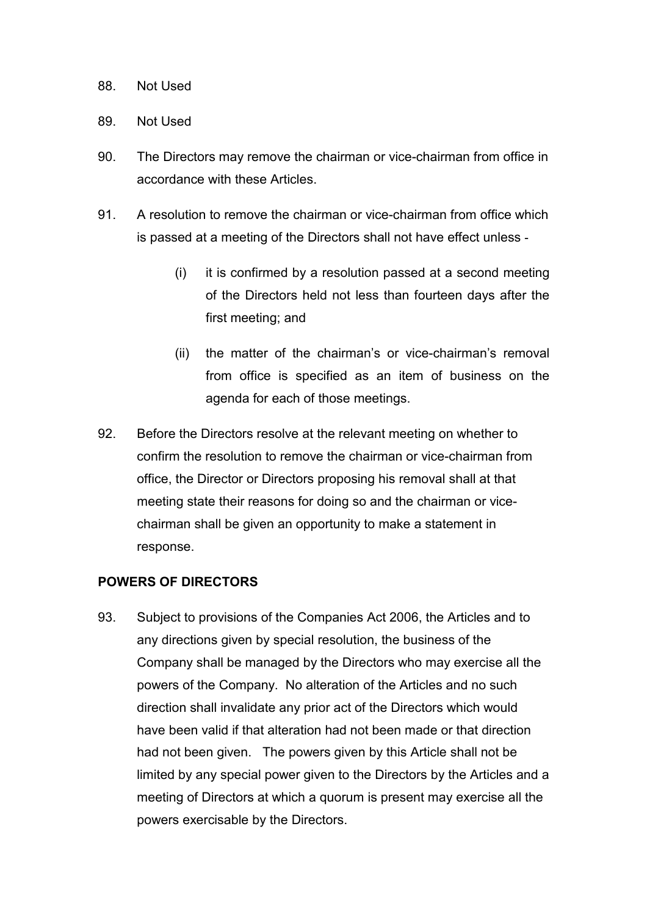88. Not Used

89. Not Used

90. The Directors may remove the chairman or vice-chairman from office in accordance with these Articles.

91. A resolution to remove the chairman or vice-chairman from office which is passed at a meeting of the Directors shall not have effect unless -

    (i) it is confirmed by a resolution passed at a second meeting of the Directors held not less than fourteen days after the first meeting; and

    (ii) the matter of the chairman's or vice-chairman's removal from office is specified as an item of business on the agenda for each of those meetings.

92. Before the Directors resolve at the relevant meeting on whether to confirm the resolution to remove the chairman or vice-chairman from office, the Director or Directors proposing his removal shall at that meeting state their reasons for doing so and the chairman or vice-chairman shall be given an opportunity to make a statement in response.

## POWERS OF DIRECTORS

93. Subject to provisions of the Companies Act 2006, the Articles and to any directions given by special resolution, the business of the Company shall be managed by the Directors who may exercise all the powers of the Company. No alteration of the Articles and no such direction shall invalidate any prior act of the Directors which would have been valid if that alteration had not been made or that direction had not been given. The powers given by this Article shall not be limited by any special power given to the Directors by the Articles and a meeting of Directors at which a quorum is present may exercise all the powers exercisable by the Directors.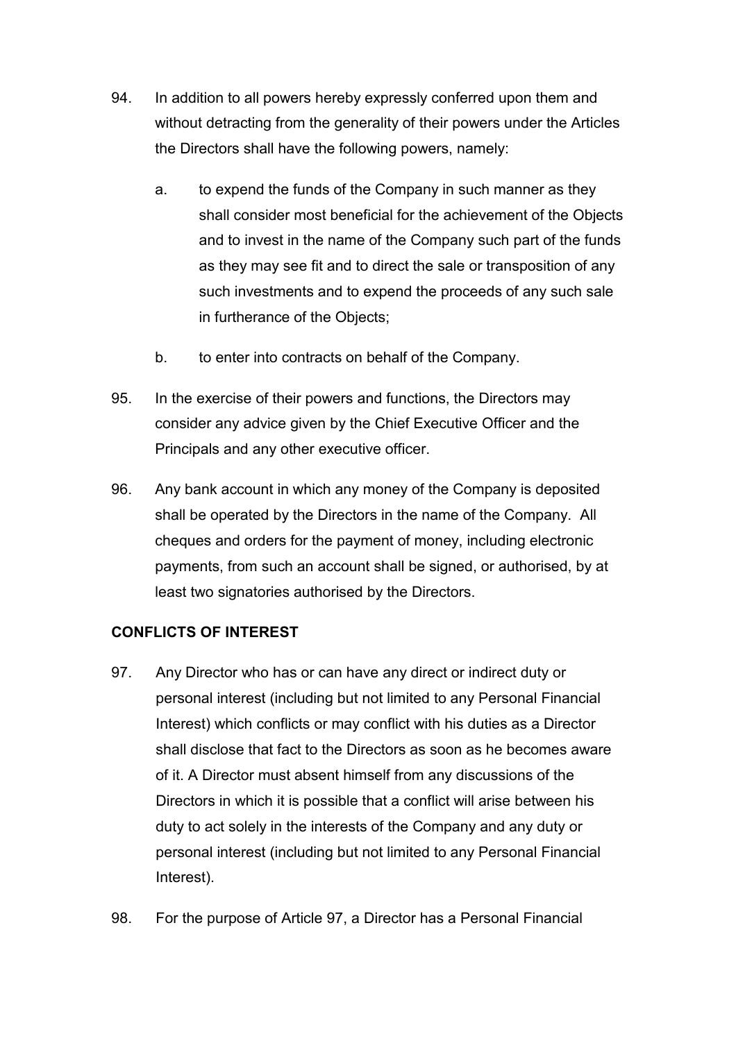94. In addition to all powers hereby expressly conferred upon them and without detracting from the generality of their powers under the Articles the Directors shall have the following powers, namely:

    a. to expend the funds of the Company in such manner as they shall consider most beneficial for the achievement of the Objects and to invest in the name of the Company such part of the funds as they may see fit and to direct the sale or transposition of any such investments and to expend the proceeds of any such sale in furtherance of the Objects;

    b. to enter into contracts on behalf of the Company.

95. In the exercise of their powers and functions, the Directors may consider any advice given by the Chief Executive Officer and the Principals and any other executive officer.

96. Any bank account in which any money of the Company is deposited shall be operated by the Directors in the name of the Company. All cheques and orders for the payment of money, including electronic payments, from such an account shall be signed, or authorised, by at least two signatories authorised by the Directors.

**CONFLICTS OF INTEREST**

97. Any Director who has or can have any direct or indirect duty or personal interest (including but not limited to any Personal Financial Interest) which conflicts or may conflict with his duties as a Director shall disclose that fact to the Directors as soon as he becomes aware of it. A Director must absent himself from any discussions of the Directors in which it is possible that a conflict will arise between his duty to act solely in the interests of the Company and any duty or personal interest (including but not limited to any Personal Financial Interest).

98. For the purpose of Article 97, a Director has a Personal Financial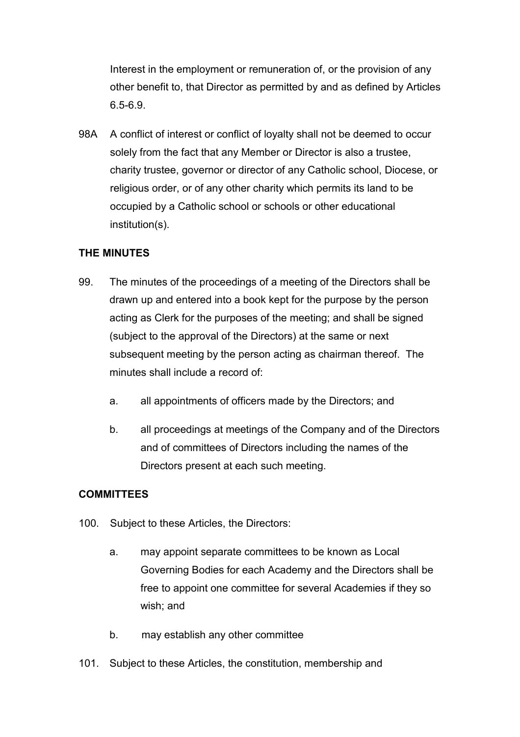Interest in the employment or remuneration of, or the provision of any other benefit to, that Director as permitted by and as defined by Articles 6.5-6.9.

98A A conflict of interest or conflict of loyalty shall not be deemed to occur solely from the fact that any Member or Director is also a trustee, charity trustee, governor or director of any Catholic school, Diocese, or religious order, or of any other charity which permits its land to be occupied by a Catholic school or schools or other educational institution(s).

**THE MINUTES**

99. The minutes of the proceedings of a meeting of the Directors shall be drawn up and entered into a book kept for the purpose by the person acting as Clerk for the purposes of the meeting; and shall be signed (subject to the approval of the Directors) at the same or next subsequent meeting by the person acting as chairman thereof. The minutes shall include a record of:

    a. all appointments of officers made by the Directors; and

    b. all proceedings at meetings of the Company and of the Directors and of committees of Directors including the names of the Directors present at each such meeting.

**COMMITTEES**

100. Subject to these Articles, the Directors:

    a. may appoint separate committees to be known as Local Governing Bodies for each Academy and the Directors shall be free to appoint one committee for several Academies if they so wish; and

    b. may establish any other committee

101. Subject to these Articles, the constitution, membership and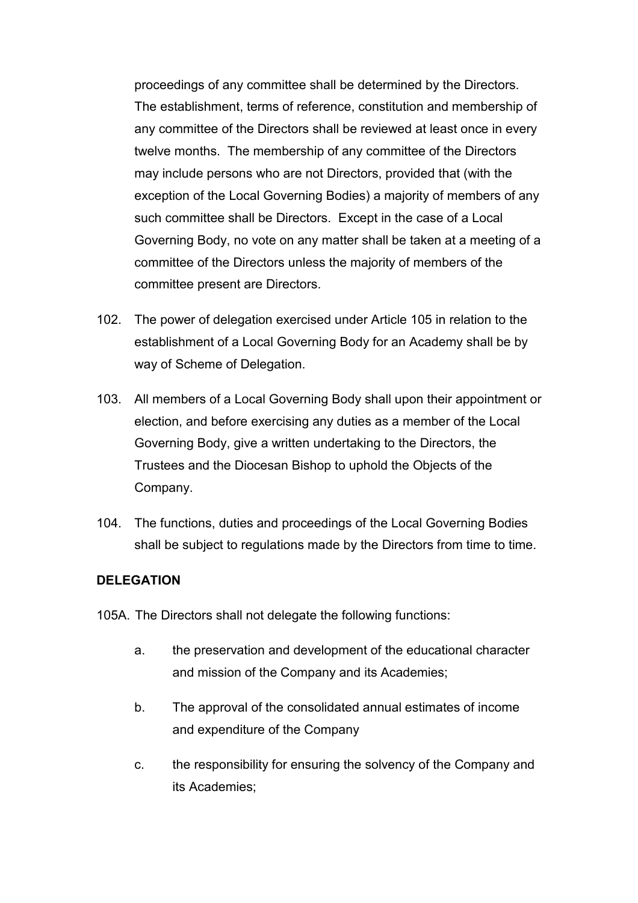proceedings of any committee shall be determined by the Directors. The establishment, terms of reference, constitution and membership of any committee of the Directors shall be reviewed at least once in every twelve months. The membership of any committee of the Directors may include persons who are not Directors, provided that (with the exception of the Local Governing Bodies) a majority of members of any such committee shall be Directors. Except in the case of a Local Governing Body, no vote on any matter shall be taken at a meeting of a committee of the Directors unless the majority of members of the committee present are Directors.

102. The power of delegation exercised under Article 105 in relation to the establishment of a Local Governing Body for an Academy shall be by way of Scheme of Delegation.

103. All members of a Local Governing Body shall upon their appointment or election, and before exercising any duties as a member of the Local Governing Body, give a written undertaking to the Directors, the Trustees and the Diocesan Bishop to uphold the Objects of the Company.

104. The functions, duties and proceedings of the Local Governing Bodies shall be subject to regulations made by the Directors from time to time.

**DELEGATION**

105A. The Directors shall not delegate the following functions:

a. the preservation and development of the educational character and mission of the Company and its Academies;

b. The approval of the consolidated annual estimates of income and expenditure of the Company

c. the responsibility for ensuring the solvency of the Company and its Academies;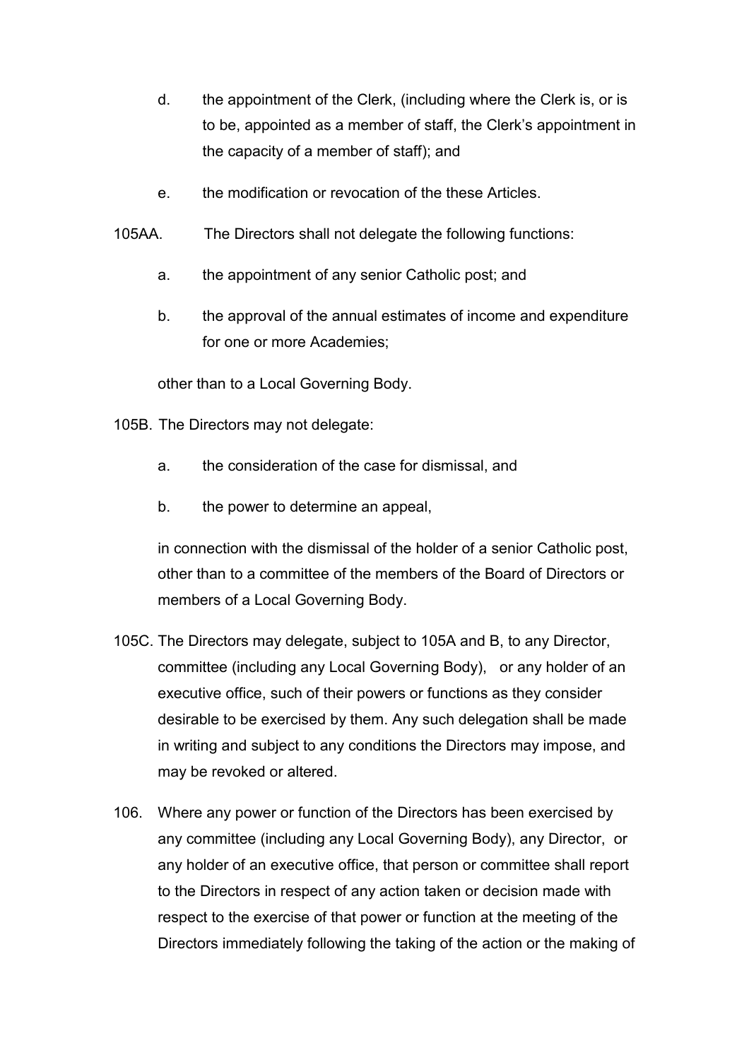d. the appointment of the Clerk, (including where the Clerk is, or is to be, appointed as a member of staff, the Clerk's appointment in the capacity of a member of staff); and

e. the modification or revocation of the these Articles.

105AA. The Directors shall not delegate the following functions:

a. the appointment of any senior Catholic post; and

b. the approval of the annual estimates of income and expenditure for one or more Academies;

other than to a Local Governing Body.

105B. The Directors may not delegate:

a. the consideration of the case for dismissal, and

b. the power to determine an appeal,

in connection with the dismissal of the holder of a senior Catholic post, other than to a committee of the members of the Board of Directors or members of a Local Governing Body.

105C. The Directors may delegate, subject to 105A and B, to any Director, committee (including any Local Governing Body), or any holder of an executive office, such of their powers or functions as they consider desirable to be exercised by them. Any such delegation shall be made in writing and subject to any conditions the Directors may impose, and may be revoked or altered.

106. Where any power or function of the Directors has been exercised by any committee (including any Local Governing Body), any Director, or any holder of an executive office, that person or committee shall report to the Directors in respect of any action taken or decision made with respect to the exercise of that power or function at the meeting of the Directors immediately following the taking of the action or the making of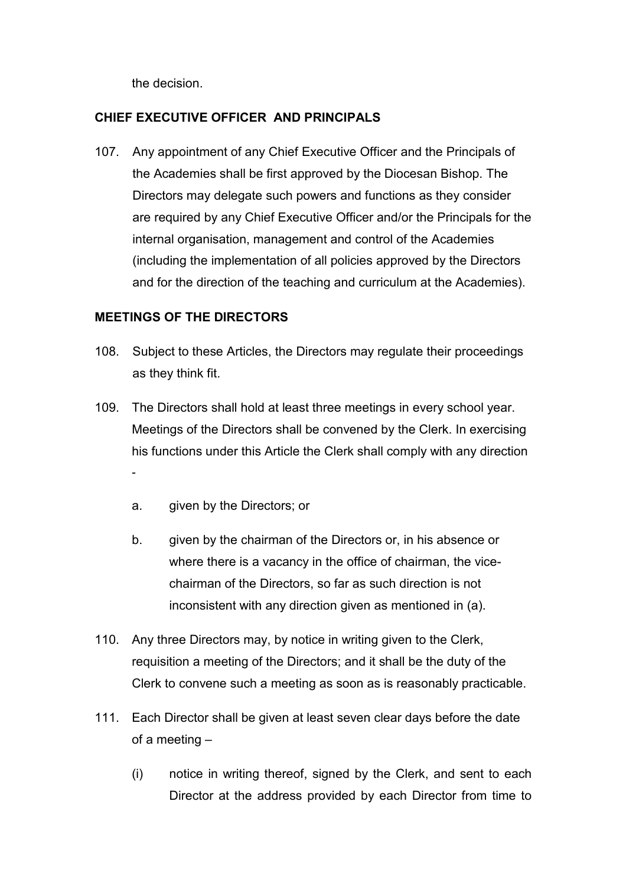the decision.

**CHIEF EXECUTIVE OFFICER AND PRINCIPALS**

107. Any appointment of any Chief Executive Officer and the Principals of the Academies shall be first approved by the Diocesan Bishop. The Directors may delegate such powers and functions as they consider are required by any Chief Executive Officer and/or the Principals for the internal organisation, management and control of the Academies (including the implementation of all policies approved by the Directors and for the direction of the teaching and curriculum at the Academies).

**MEETINGS OF THE DIRECTORS**

108. Subject to these Articles, the Directors may regulate their proceedings as they think fit.

109. The Directors shall hold at least three meetings in every school year. Meetings of the Directors shall be convened by the Clerk. In exercising his functions under this Article the Clerk shall comply with any direction -

    a. given by the Directors; or

    b. given by the chairman of the Directors or, in his absence or where there is a vacancy in the office of chairman, the vice-chairman of the Directors, so far as such direction is not inconsistent with any direction given as mentioned in (a).

110. Any three Directors may, by notice in writing given to the Clerk, requisition a meeting of the Directors; and it shall be the duty of the Clerk to convene such a meeting as soon as is reasonably practicable.

111. Each Director shall be given at least seven clear days before the date of a meeting –

    (i) notice in writing thereof, signed by the Clerk, and sent to each Director at the address provided by each Director from time to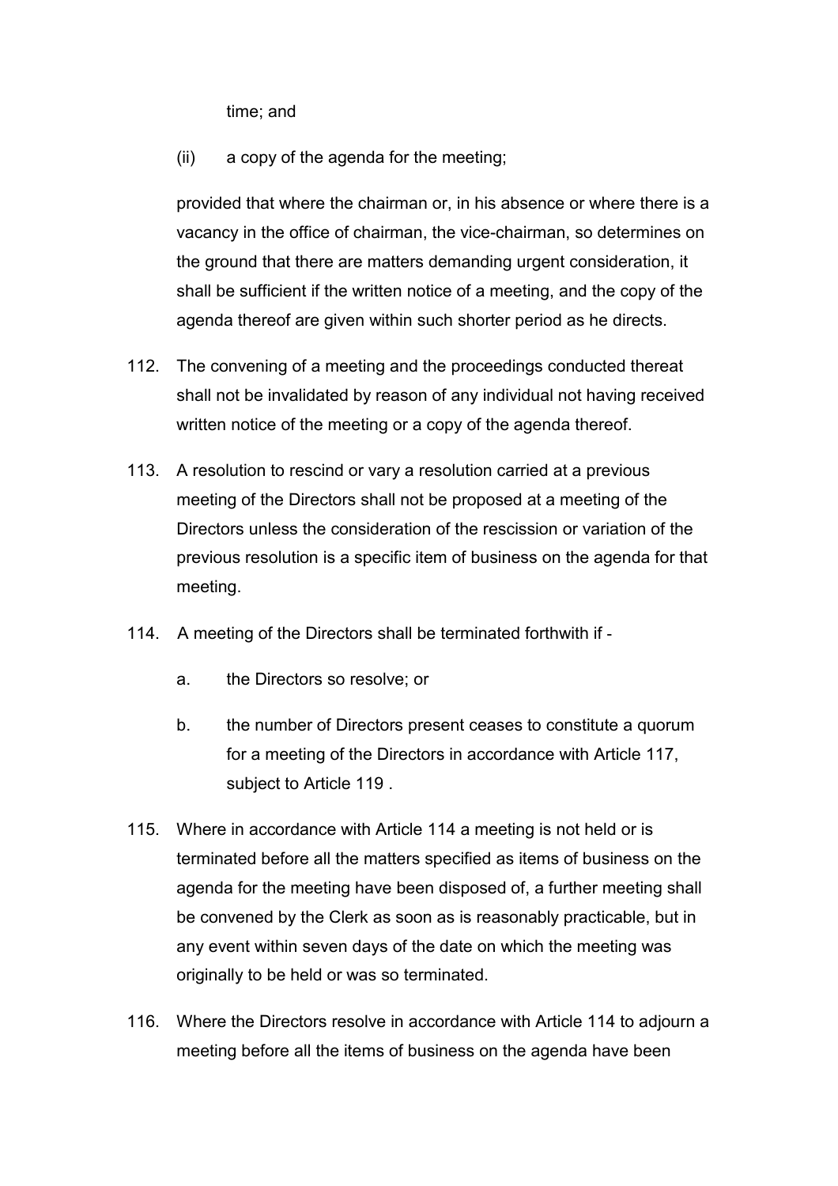time; and

(ii) a copy of the agenda for the meeting;

provided that where the chairman or, in his absence or where there is a vacancy in the office of chairman, the vice-chairman, so determines on the ground that there are matters demanding urgent consideration, it shall be sufficient if the written notice of a meeting, and the copy of the agenda thereof are given within such shorter period as he directs.

112. The convening of a meeting and the proceedings conducted thereat shall not be invalidated by reason of any individual not having received written notice of the meeting or a copy of the agenda thereof.

113. A resolution to rescind or vary a resolution carried at a previous meeting of the Directors shall not be proposed at a meeting of the Directors unless the consideration of the rescission or variation of the previous resolution is a specific item of business on the agenda for that meeting.

114. A meeting of the Directors shall be terminated forthwith if -

   a. the Directors so resolve; or

   b. the number of Directors present ceases to constitute a quorum for a meeting of the Directors in accordance with Article 117, subject to Article 119 .

115. Where in accordance with Article 114 a meeting is not held or is terminated before all the matters specified as items of business on the agenda for the meeting have been disposed of, a further meeting shall be convened by the Clerk as soon as is reasonably practicable, but in any event within seven days of the date on which the meeting was originally to be held or was so terminated.

116. Where the Directors resolve in accordance with Article 114 to adjourn a meeting before all the items of business on the agenda have been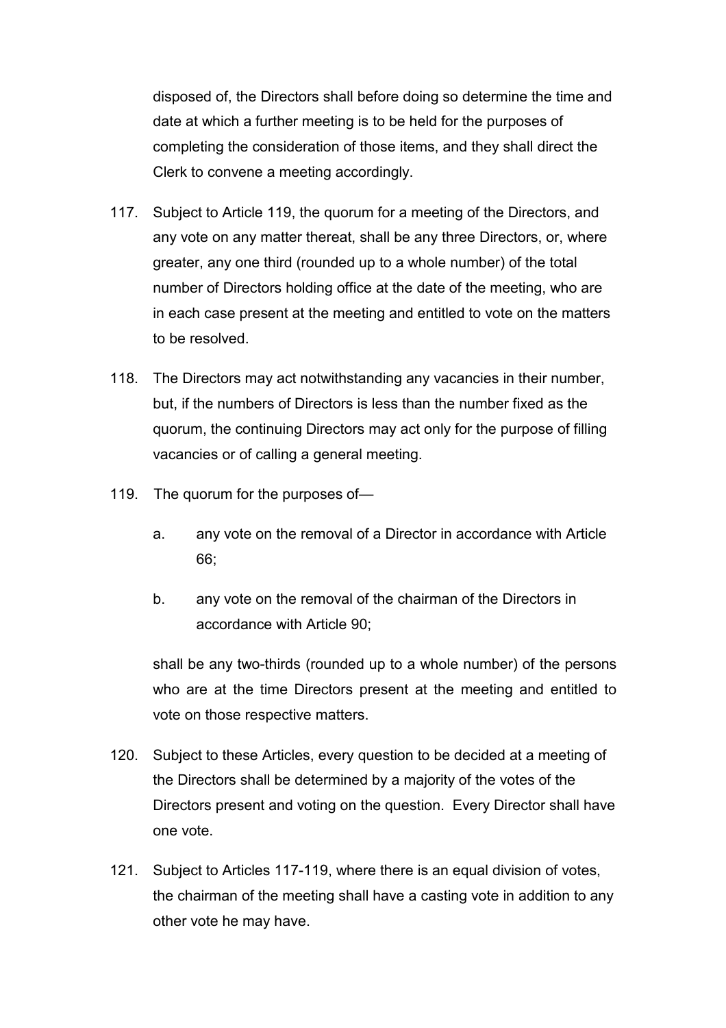disposed of, the Directors shall before doing so determine the time and date at which a further meeting is to be held for the purposes of completing the consideration of those items, and they shall direct the Clerk to convene a meeting accordingly.

117. Subject to Article 119, the quorum for a meeting of the Directors, and any vote on any matter thereat, shall be any three Directors, or, where greater, any one third (rounded up to a whole number) of the total number of Directors holding office at the date of the meeting, who are in each case present at the meeting and entitled to vote on the matters to be resolved.

118. The Directors may act notwithstanding any vacancies in their number, but, if the numbers of Directors is less than the number fixed as the quorum, the continuing Directors may act only for the purpose of filling vacancies or of calling a general meeting.

119. The quorum for the purposes of—

   a. any vote on the removal of a Director in accordance with Article 66;

   b. any vote on the removal of the chairman of the Directors in accordance with Article 90;

   shall be any two-thirds (rounded up to a whole number) of the persons who are at the time Directors present at the meeting and entitled to vote on those respective matters.

120. Subject to these Articles, every question to be decided at a meeting of the Directors shall be determined by a majority of the votes of the Directors present and voting on the question. Every Director shall have one vote.

121. Subject to Articles 117-119, where there is an equal division of votes, the chairman of the meeting shall have a casting vote in addition to any other vote he may have.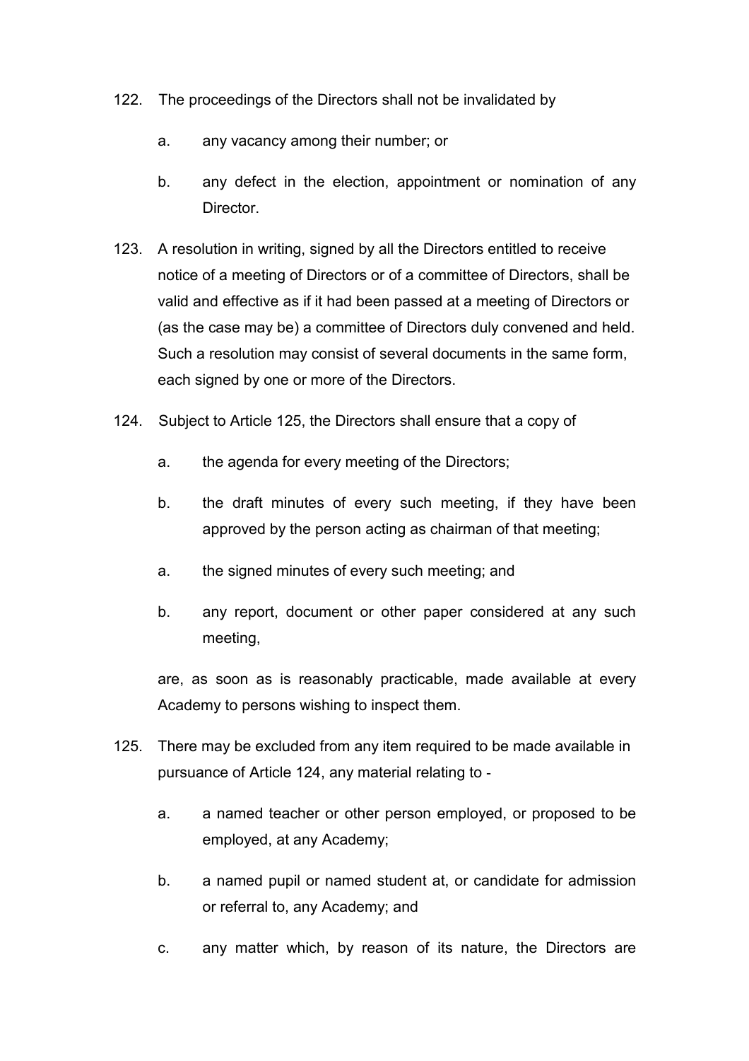122. The proceedings of the Directors shall not be invalidated by

    a. any vacancy among their number; or

    b. any defect in the election, appointment or nomination of any Director.

123. A resolution in writing, signed by all the Directors entitled to receive notice of a meeting of Directors or of a committee of Directors, shall be valid and effective as if it had been passed at a meeting of Directors or (as the case may be) a committee of Directors duly convened and held. Such a resolution may consist of several documents in the same form, each signed by one or more of the Directors.

124. Subject to Article 125, the Directors shall ensure that a copy of

    a. the agenda for every meeting of the Directors;

    b. the draft minutes of every such meeting, if they have been approved by the person acting as chairman of that meeting;

    a. the signed minutes of every such meeting; and

    b. any report, document or other paper considered at any such meeting,

    are, as soon as is reasonably practicable, made available at every Academy to persons wishing to inspect them.

125. There may be excluded from any item required to be made available in pursuance of Article 124, any material relating to -

    a. a named teacher or other person employed, or proposed to be employed, at any Academy;

    b. a named pupil or named student at, or candidate for admission or referral to, any Academy; and

    c. any matter which, by reason of its nature, the Directors are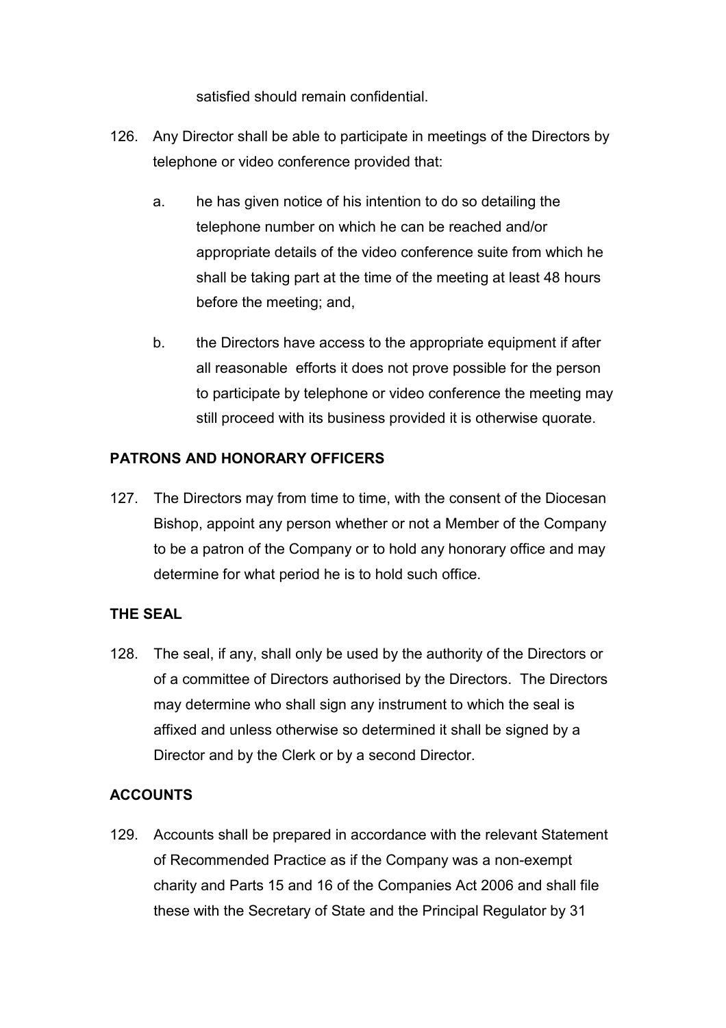satisfied should remain confidential.

126. Any Director shall be able to participate in meetings of the Directors by telephone or video conference provided that:

    a. he has given notice of his intention to do so detailing the telephone number on which he can be reached and/or appropriate details of the video conference suite from which he shall be taking part at the time of the meeting at least 48 hours before the meeting; and,

    b. the Directors have access to the appropriate equipment if after all reasonable efforts it does not prove possible for the person to participate by telephone or video conference the meeting may still proceed with its business provided it is otherwise quorate.

**PATRONS AND HONORARY OFFICERS**

127. The Directors may from time to time, with the consent of the Diocesan Bishop, appoint any person whether or not a Member of the Company to be a patron of the Company or to hold any honorary office and may determine for what period he is to hold such office.

**THE SEAL**

128. The seal, if any, shall only be used by the authority of the Directors or of a committee of Directors authorised by the Directors. The Directors may determine who shall sign any instrument to which the seal is affixed and unless otherwise so determined it shall be signed by a Director and by the Clerk or by a second Director.

**ACCOUNTS**

129. Accounts shall be prepared in accordance with the relevant Statement of Recommended Practice as if the Company was a non-exempt charity and Parts 15 and 16 of the Companies Act 2006 and shall file these with the Secretary of State and the Principal Regulator by 31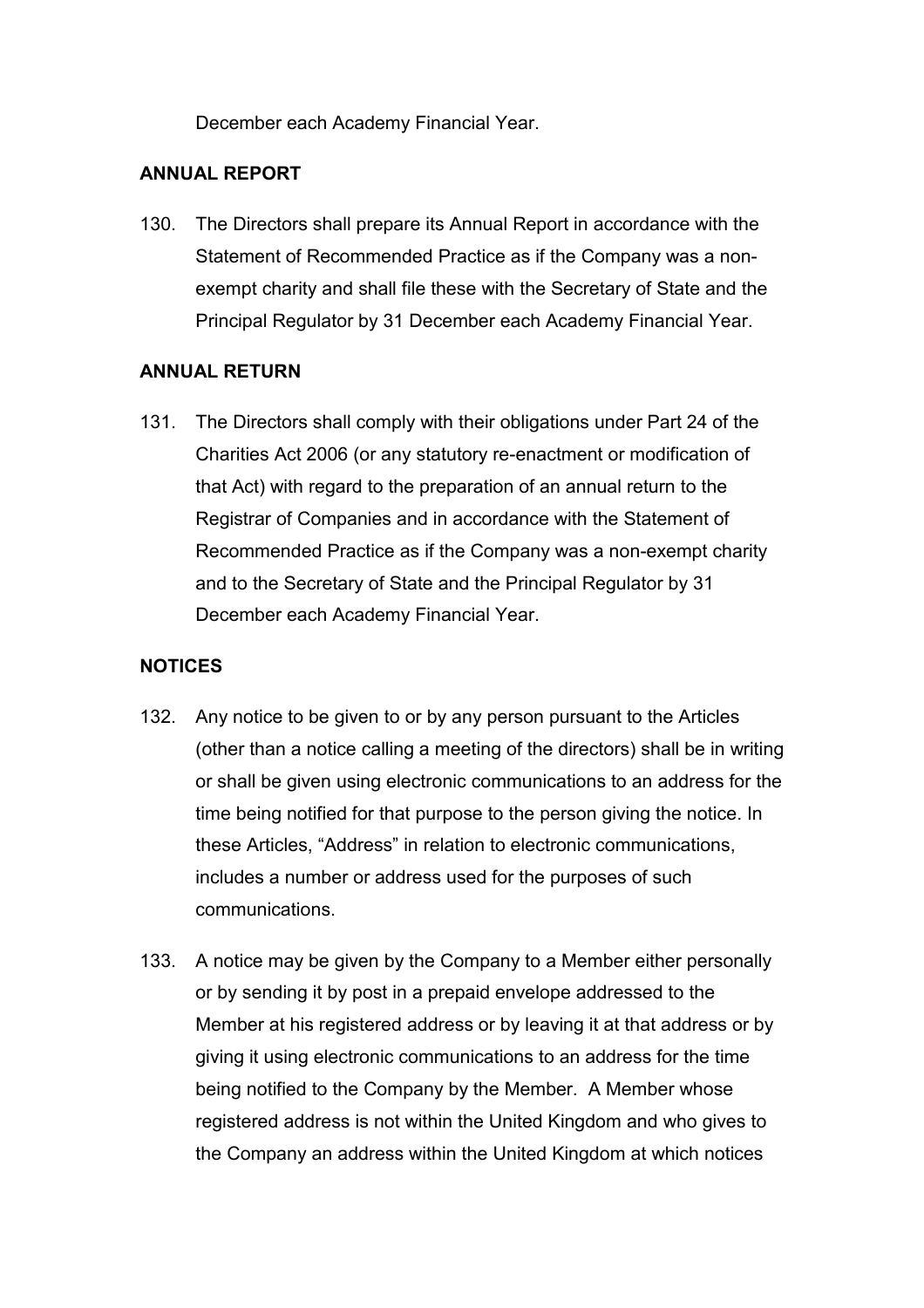December each Academy Financial Year.

**ANNUAL REPORT**

130. The Directors shall prepare its Annual Report in accordance with the Statement of Recommended Practice as if the Company was a non-exempt charity and shall file these with the Secretary of State and the Principal Regulator by 31 December each Academy Financial Year.

**ANNUAL RETURN**

131. The Directors shall comply with their obligations under Part 24 of the Charities Act 2006 (or any statutory re-enactment or modification of that Act) with regard to the preparation of an annual return to the Registrar of Companies and in accordance with the Statement of Recommended Practice as if the Company was a non-exempt charity and to the Secretary of State and the Principal Regulator by 31 December each Academy Financial Year.

**NOTICES**

132. Any notice to be given to or by any person pursuant to the Articles (other than a notice calling a meeting of the directors) shall be in writing or shall be given using electronic communications to an address for the time being notified for that purpose to the person giving the notice. In these Articles, "Address" in relation to electronic communications, includes a number or address used for the purposes of such communications.

133. A notice may be given by the Company to a Member either personally or by sending it by post in a prepaid envelope addressed to the Member at his registered address or by leaving it at that address or by giving it using electronic communications to an address for the time being notified to the Company by the Member. A Member whose registered address is not within the United Kingdom and who gives to the Company an address within the United Kingdom at which notices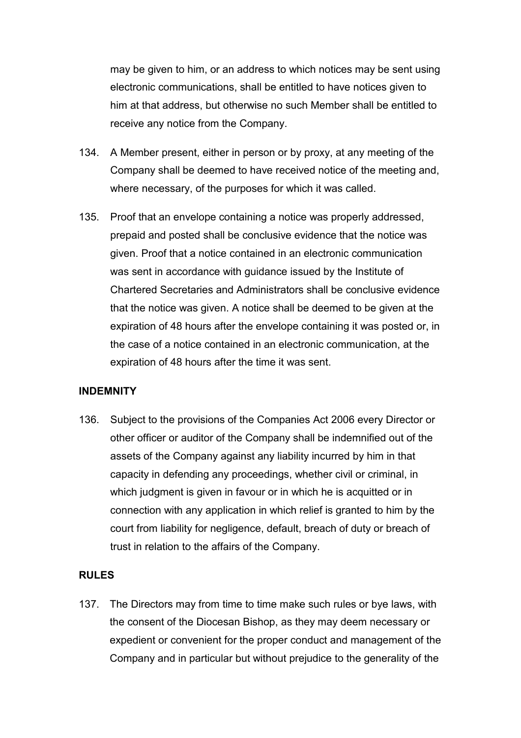may be given to him, or an address to which notices may be sent using electronic communications, shall be entitled to have notices given to him at that address, but otherwise no such Member shall be entitled to receive any notice from the Company.

134. A Member present, either in person or by proxy, at any meeting of the Company shall be deemed to have received notice of the meeting and, where necessary, of the purposes for which it was called.

135. Proof that an envelope containing a notice was properly addressed, prepaid and posted shall be conclusive evidence that the notice was given. Proof that a notice contained in an electronic communication was sent in accordance with guidance issued by the Institute of Chartered Secretaries and Administrators shall be conclusive evidence that the notice was given. A notice shall be deemed to be given at the expiration of 48 hours after the envelope containing it was posted or, in the case of a notice contained in an electronic communication, at the expiration of 48 hours after the time it was sent.

**INDEMNITY**

136. Subject to the provisions of the Companies Act 2006 every Director or other officer or auditor of the Company shall be indemnified out of the assets of the Company against any liability incurred by him in that capacity in defending any proceedings, whether civil or criminal, in which judgment is given in favour or in which he is acquitted or in connection with any application in which relief is granted to him by the court from liability for negligence, default, breach of duty or breach of trust in relation to the affairs of the Company.

**RULES**

137. The Directors may from time to time make such rules or bye laws, with the consent of the Diocesan Bishop, as they may deem necessary or expedient or convenient for the proper conduct and management of the Company and in particular but without prejudice to the generality of the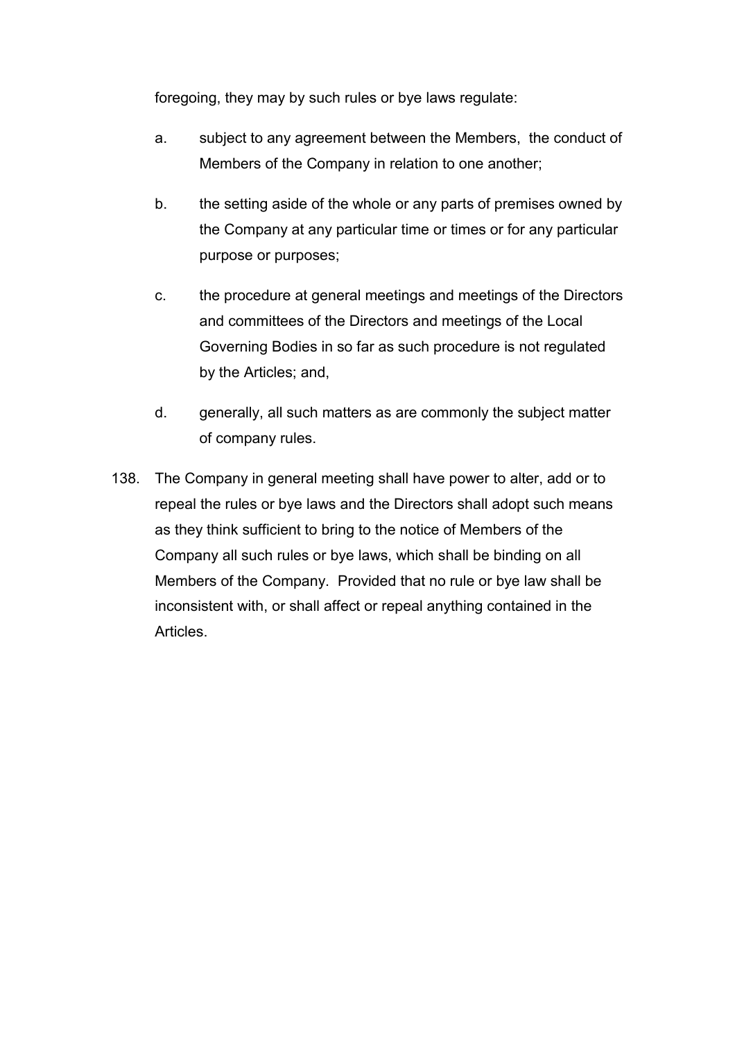foregoing, they may by such rules or bye laws regulate:

a. subject to any agreement between the Members, the conduct of Members of the Company in relation to one another;

b. the setting aside of the whole or any parts of premises owned by the Company at any particular time or times or for any particular purpose or purposes;

c. the procedure at general meetings and meetings of the Directors and committees of the Directors and meetings of the Local Governing Bodies in so far as such procedure is not regulated by the Articles; and,

d. generally, all such matters as are commonly the subject matter of company rules.

138. The Company in general meeting shall have power to alter, add or to repeal the rules or bye laws and the Directors shall adopt such means as they think sufficient to bring to the notice of Members of the Company all such rules or bye laws, which shall be binding on all Members of the Company. Provided that no rule or bye law shall be inconsistent with, or shall affect or repeal anything contained in the Articles.